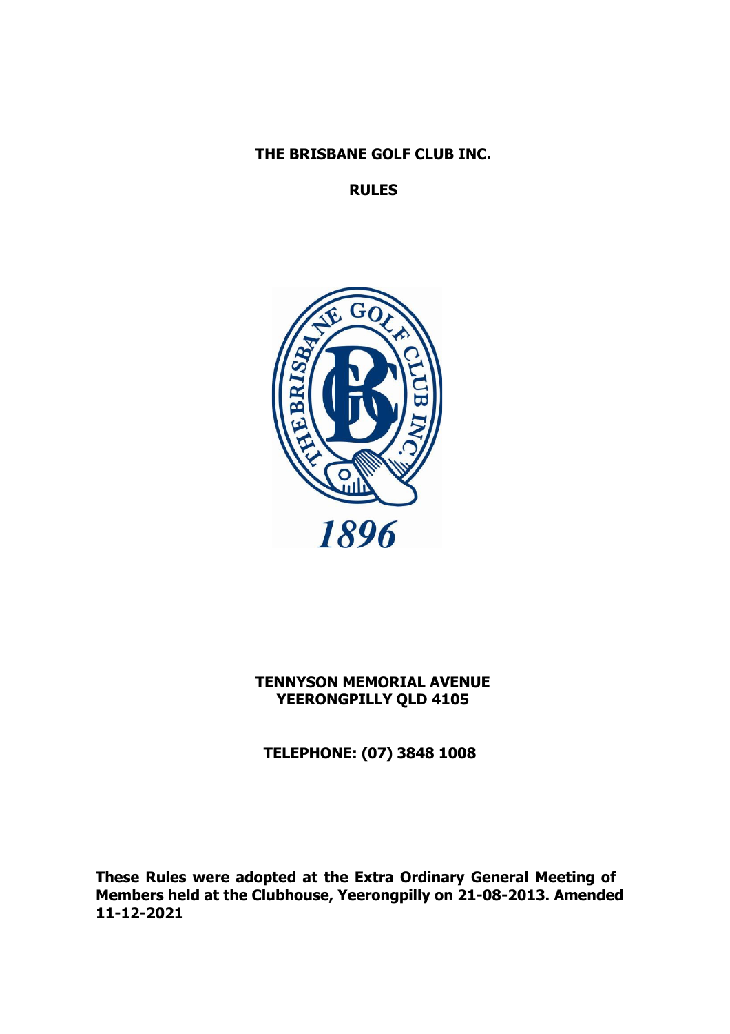# THE BRISBANE GOLF CLUB INC.

## RULES

**TENNYSON MEMORIAL AVENUE**
**YEERONGPILLY QLD 4105**

**TELEPHONE: (07) 3848 1008**

**These Rules were adopted at the Extra Ordinary General Meeting of Members held at the Clubhouse, Yeerongpilly on 21-08-2013. Amended 11-12-2021**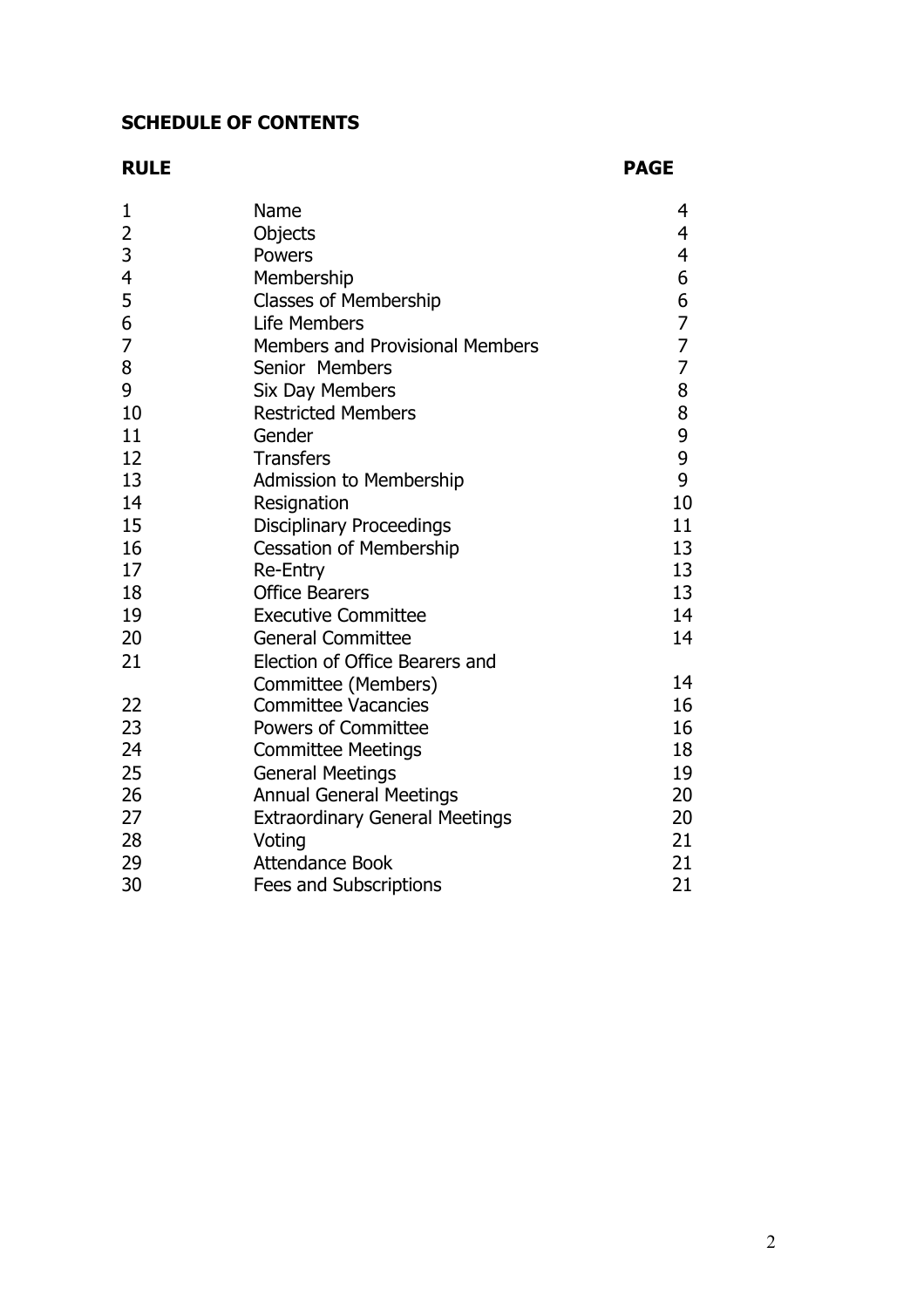## SCHEDULE OF CONTENTS

| RULE | | PAGE |
|---|---|---|
| 1 | Name | 4 |
| 2 | Objects | 4 |
| 3 | Powers | 4 |
| 4 | Membership | 6 |
| 5 | Classes of Membership | 6 |
| 6 | Life Members | 7 |
| 7 | Members and Provisional Members | 7 |
| 8 | Senior Members | 7 |
| 9 | Six Day Members | 8 |
| 10 | Restricted Members | 8 |
| 11 | Gender | 9 |
| 12 | Transfers | 9 |
| 13 | Admission to Membership | 9 |
| 14 | Resignation | 10 |
| 15 | Disciplinary Proceedings | 11 |
| 16 | Cessation of Membership | 13 |
| 17 | Re-Entry | 13 |
| 18 | Office Bearers | 13 |
| 19 | Executive Committee | 14 |
| 20 | General Committee | 14 |
| 21 | Election of Office Bearers and Committee (Members) | 14 |
| 22 | Committee Vacancies | 16 |
| 23 | Powers of Committee | 16 |
| 24 | Committee Meetings | 18 |
| 25 | General Meetings | 19 |
| 26 | Annual General Meetings | 20 |
| 27 | Extraordinary General Meetings | 20 |
| 28 | Voting | 21 |
| 29 | Attendance Book | 21 |
| 30 | Fees and Subscriptions | 21 |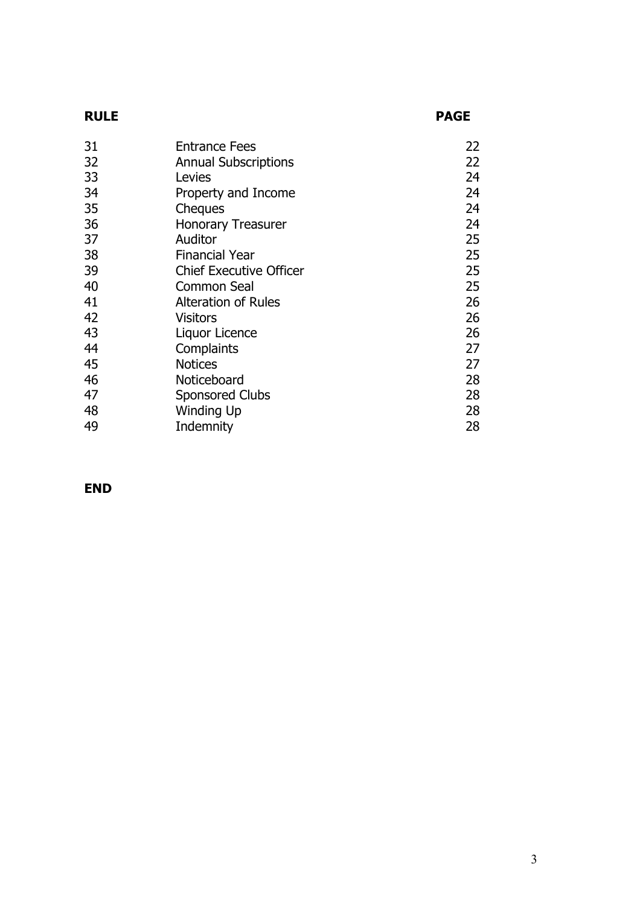| RULE | | PAGE |
|---|---|---|
| 31 | Entrance Fees | 22 |
| 32 | Annual Subscriptions | 22 |
| 33 | Levies | 24 |
| 34 | Property and Income | 24 |
| 35 | Cheques | 24 |
| 36 | Honorary Treasurer | 24 |
| 37 | Auditor | 25 |
| 38 | Financial Year | 25 |
| 39 | Chief Executive Officer | 25 |
| 40 | Common Seal | 25 |
| 41 | Alteration of Rules | 26 |
| 42 | Visitors | 26 |
| 43 | Liquor Licence | 26 |
| 44 | Complaints | 27 |
| 45 | Notices | 27 |
| 46 | Noticeboard | 28 |
| 47 | Sponsored Clubs | 28 |
| 48 | Winding Up | 28 |
| 49 | Indemnity | 28 |

**END**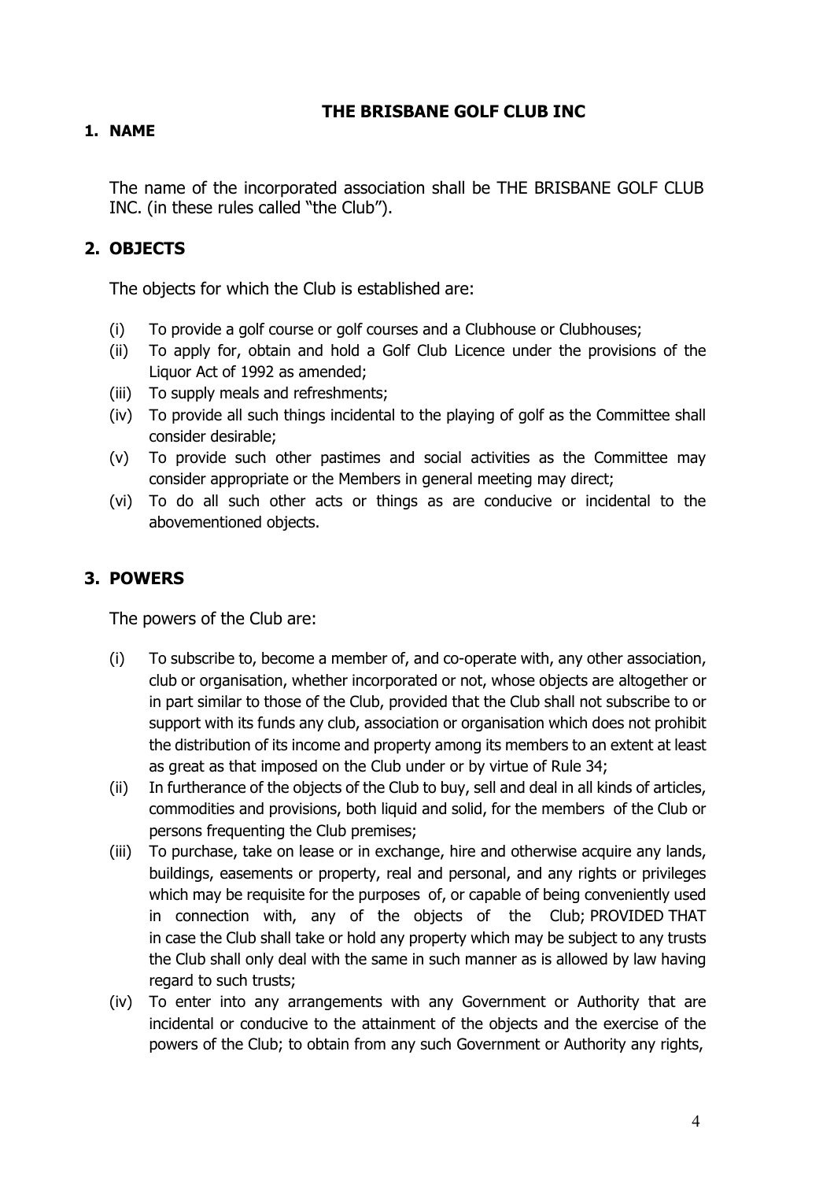# THE BRISBANE GOLF CLUB INC

## 1. NAME

The name of the incorporated association shall be THE BRISBANE GOLF CLUB INC. (in these rules called "the Club").

## 2. OBJECTS

The objects for which the Club is established are:

(i) To provide a golf course or golf courses and a Clubhouse or Clubhouses;

(ii) To apply for, obtain and hold a Golf Club Licence under the provisions of the Liquor Act of 1992 as amended;

(iii) To supply meals and refreshments;

(iv) To provide all such things incidental to the playing of golf as the Committee shall consider desirable;

(v) To provide such other pastimes and social activities as the Committee may consider appropriate or the Members in general meeting may direct;

(vi) To do all such other acts or things as are conducive or incidental to the abovementioned objects.

## 3. POWERS

The powers of the Club are:

(i) To subscribe to, become a member of, and co-operate with, any other association, club or organisation, whether incorporated or not, whose objects are altogether or in part similar to those of the Club, provided that the Club shall not subscribe to or support with its funds any club, association or organisation which does not prohibit the distribution of its income and property among its members to an extent at least as great as that imposed on the Club under or by virtue of Rule 34;

(ii) In furtherance of the objects of the Club to buy, sell and deal in all kinds of articles, commodities and provisions, both liquid and solid, for the members of the Club or persons frequenting the Club premises;

(iii) To purchase, take on lease or in exchange, hire and otherwise acquire any lands, buildings, easements or property, real and personal, and any rights or privileges which may be requisite for the purposes of, or capable of being conveniently used in connection with, any of the objects of the Club; PROVIDED THAT in case the Club shall take or hold any property which may be subject to any trusts the Club shall only deal with the same in such manner as is allowed by law having regard to such trusts;

(iv) To enter into any arrangements with any Government or Authority that are incidental or conducive to the attainment of the objects and the exercise of the powers of the Club; to obtain from any such Government or Authority any rights,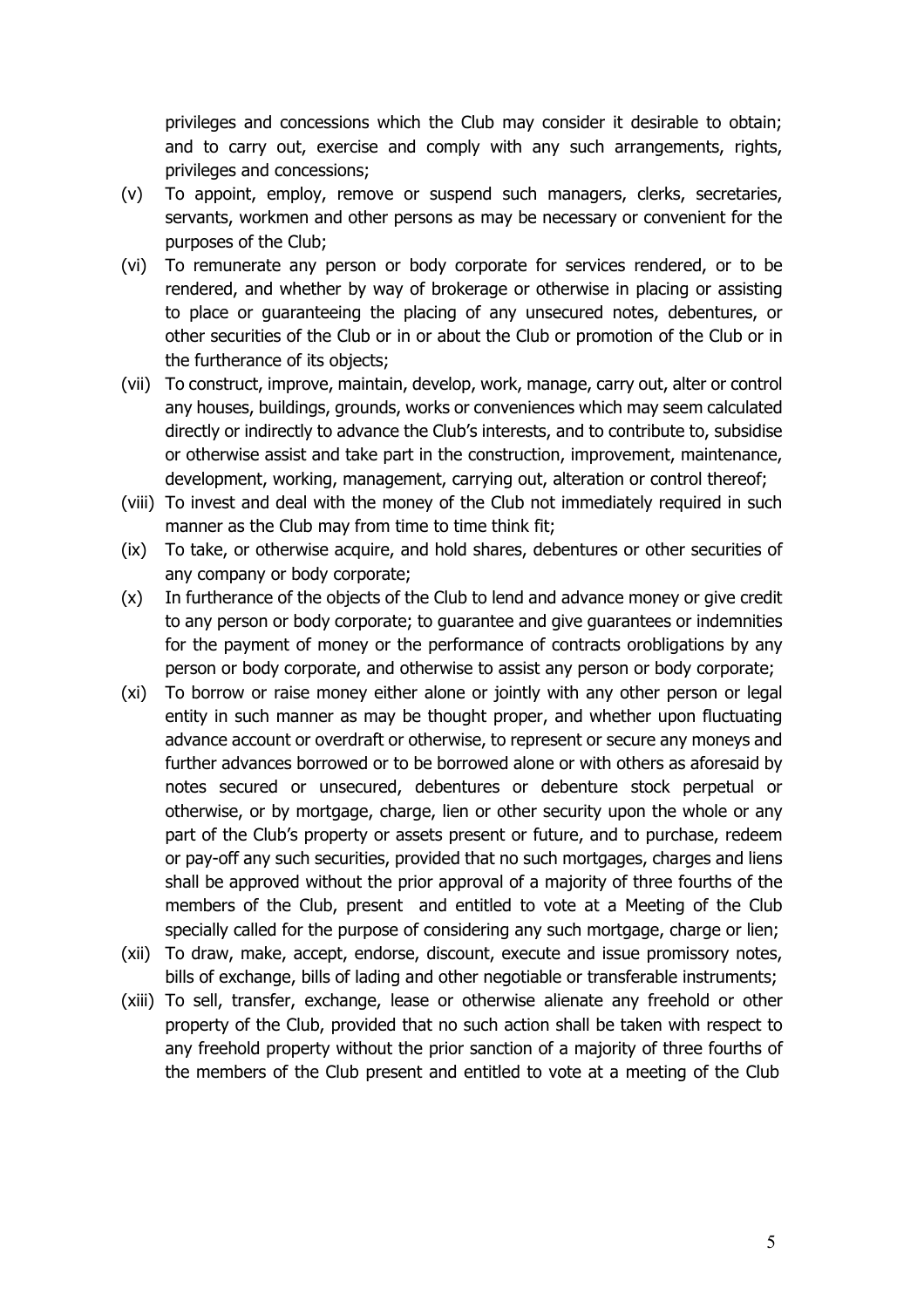privileges and concessions which the Club may consider it desirable to obtain; and to carry out, exercise and comply with any such arrangements, rights, privileges and concessions;

(v) To appoint, employ, remove or suspend such managers, clerks, secretaries, servants, workmen and other persons as may be necessary or convenient for the purposes of the Club;

(vi) To remunerate any person or body corporate for services rendered, or to be rendered, and whether by way of brokerage or otherwise in placing or assisting to place or guaranteeing the placing of any unsecured notes, debentures, or other securities of the Club or in or about the Club or promotion of the Club or in the furtherance of its objects;

(vii) To construct, improve, maintain, develop, work, manage, carry out, alter or control any houses, buildings, grounds, works or conveniences which may seem calculated directly or indirectly to advance the Club's interests, and to contribute to, subsidise or otherwise assist and take part in the construction, improvement, maintenance, development, working, management, carrying out, alteration or control thereof;

(viii) To invest and deal with the money of the Club not immediately required in such manner as the Club may from time to time think fit;

(ix) To take, or otherwise acquire, and hold shares, debentures or other securities of any company or body corporate;

(x) In furtherance of the objects of the Club to lend and advance money or give credit to any person or body corporate; to guarantee and give guarantees or indemnities for the payment of money or the performance of contracts orobligations by any person or body corporate, and otherwise to assist any person or body corporate;

(xi) To borrow or raise money either alone or jointly with any other person or legal entity in such manner as may be thought proper, and whether upon fluctuating advance account or overdraft or otherwise, to represent or secure any moneys and further advances borrowed or to be borrowed alone or with others as aforesaid by notes secured or unsecured, debentures or debenture stock perpetual or otherwise, or by mortgage, charge, lien or other security upon the whole or any part of the Club's property or assets present or future, and to purchase, redeem or pay-off any such securities, provided that no such mortgages, charges and liens shall be approved without the prior approval of a majority of three fourths of the members of the Club, present and entitled to vote at a Meeting of the Club specially called for the purpose of considering any such mortgage, charge or lien;

(xii) To draw, make, accept, endorse, discount, execute and issue promissory notes, bills of exchange, bills of lading and other negotiable or transferable instruments;

(xiii) To sell, transfer, exchange, lease or otherwise alienate any freehold or other property of the Club, provided that no such action shall be taken with respect to any freehold property without the prior sanction of a majority of three fourths of the members of the Club present and entitled to vote at a meeting of the Club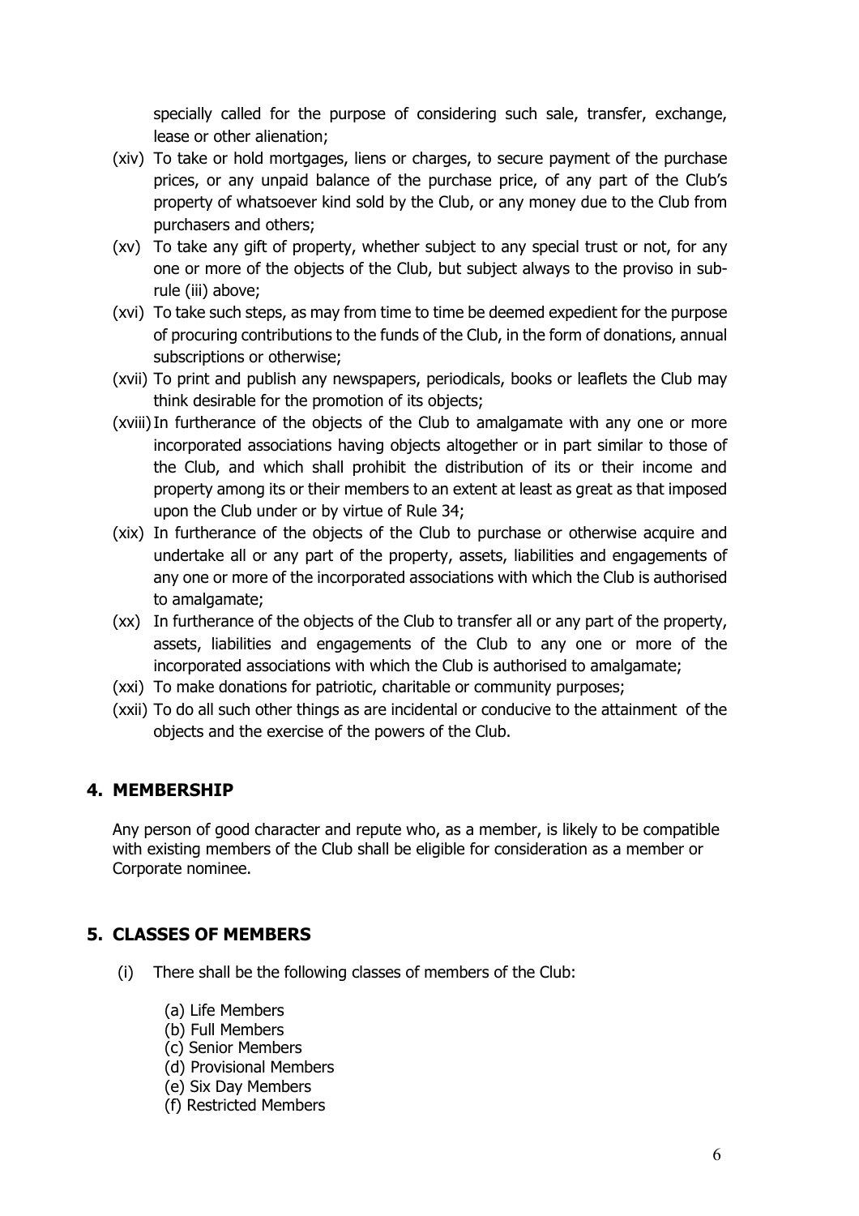specially called for the purpose of considering such sale, transfer, exchange, lease or other alienation;

(xiv) To take or hold mortgages, liens or charges, to secure payment of the purchase prices, or any unpaid balance of the purchase price, of any part of the Club's property of whatsoever kind sold by the Club, or any money due to the Club from purchasers and others;

(xv) To take any gift of property, whether subject to any special trust or not, for any one or more of the objects of the Club, but subject always to the proviso in sub-rule (iii) above;

(xvi) To take such steps, as may from time to time be deemed expedient for the purpose of procuring contributions to the funds of the Club, in the form of donations, annual subscriptions or otherwise;

(xvii) To print and publish any newspapers, periodicals, books or leaflets the Club may think desirable for the promotion of its objects;

(xviii) In furtherance of the objects of the Club to amalgamate with any one or more incorporated associations having objects altogether or in part similar to those of the Club, and which shall prohibit the distribution of its or their income and property among its or their members to an extent at least as great as that imposed upon the Club under or by virtue of Rule 34;

(xix) In furtherance of the objects of the Club to purchase or otherwise acquire and undertake all or any part of the property, assets, liabilities and engagements of any one or more of the incorporated associations with which the Club is authorised to amalgamate;

(xx) In furtherance of the objects of the Club to transfer all or any part of the property, assets, liabilities and engagements of the Club to any one or more of the incorporated associations with which the Club is authorised to amalgamate;

(xxi) To make donations for patriotic, charitable or community purposes;

(xxii) To do all such other things as are incidental or conducive to the attainment of the objects and the exercise of the powers of the Club.

## 4. MEMBERSHIP

Any person of good character and repute who, as a member, is likely to be compatible with existing members of the Club shall be eligible for consideration as a member or Corporate nominee.

## 5. CLASSES OF MEMBERS

(i) There shall be the following classes of members of the Club:

(a) Life Members
(b) Full Members
(c) Senior Members
(d) Provisional Members
(e) Six Day Members
(f) Restricted Members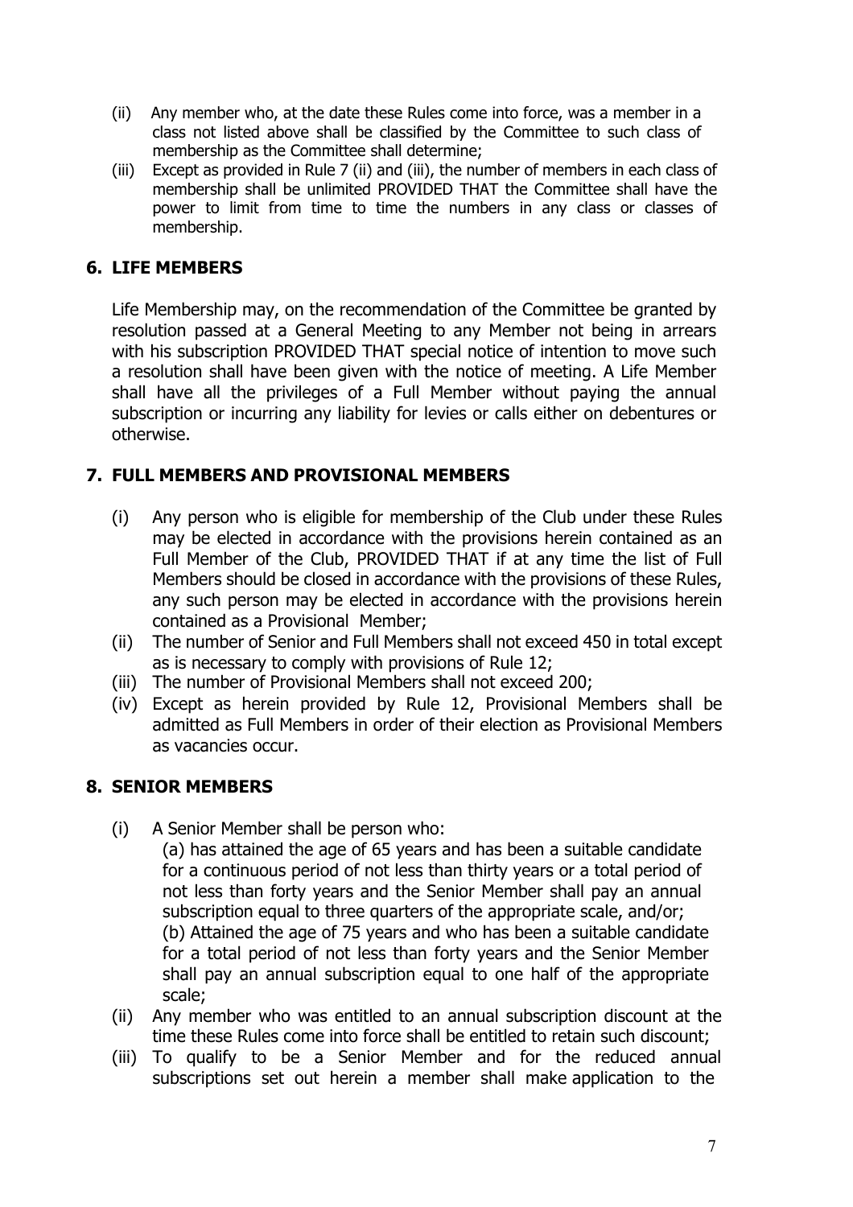(ii) Any member who, at the date these Rules come into force, was a member in a class not listed above shall be classified by the Committee to such class of membership as the Committee shall determine;

(iii) Except as provided in Rule 7 (ii) and (iii), the number of members in each class of membership shall be unlimited PROVIDED THAT the Committee shall have the power to limit from time to time the numbers in any class or classes of membership.

## 6. LIFE MEMBERS

Life Membership may, on the recommendation of the Committee be granted by resolution passed at a General Meeting to any Member not being in arrears with his subscription PROVIDED THAT special notice of intention to move such a resolution shall have been given with the notice of meeting. A Life Member shall have all the privileges of a Full Member without paying the annual subscription or incurring any liability for levies or calls either on debentures or otherwise.

## 7. FULL MEMBERS AND PROVISIONAL MEMBERS

(i) Any person who is eligible for membership of the Club under these Rules may be elected in accordance with the provisions herein contained as an Full Member of the Club, PROVIDED THAT if at any time the list of Full Members should be closed in accordance with the provisions of these Rules, any such person may be elected in accordance with the provisions herein contained as a Provisional Member;

(ii) The number of Senior and Full Members shall not exceed 450 in total except as is necessary to comply with provisions of Rule 12;

(iii) The number of Provisional Members shall not exceed 200;

(iv) Except as herein provided by Rule 12, Provisional Members shall be admitted as Full Members in order of their election as Provisional Members as vacancies occur.

## 8. SENIOR MEMBERS

(i) A Senior Member shall be person who:

(a) has attained the age of 65 years and has been a suitable candidate for a continuous period of not less than thirty years or a total period of not less than forty years and the Senior Member shall pay an annual subscription equal to three quarters of the appropriate scale, and/or;

(b) Attained the age of 75 years and who has been a suitable candidate for a total period of not less than forty years and the Senior Member shall pay an annual subscription equal to one half of the appropriate scale;

(ii) Any member who was entitled to an annual subscription discount at the time these Rules come into force shall be entitled to retain such discount;

(iii) To qualify to be a Senior Member and for the reduced annual subscriptions set out herein a member shall make application to the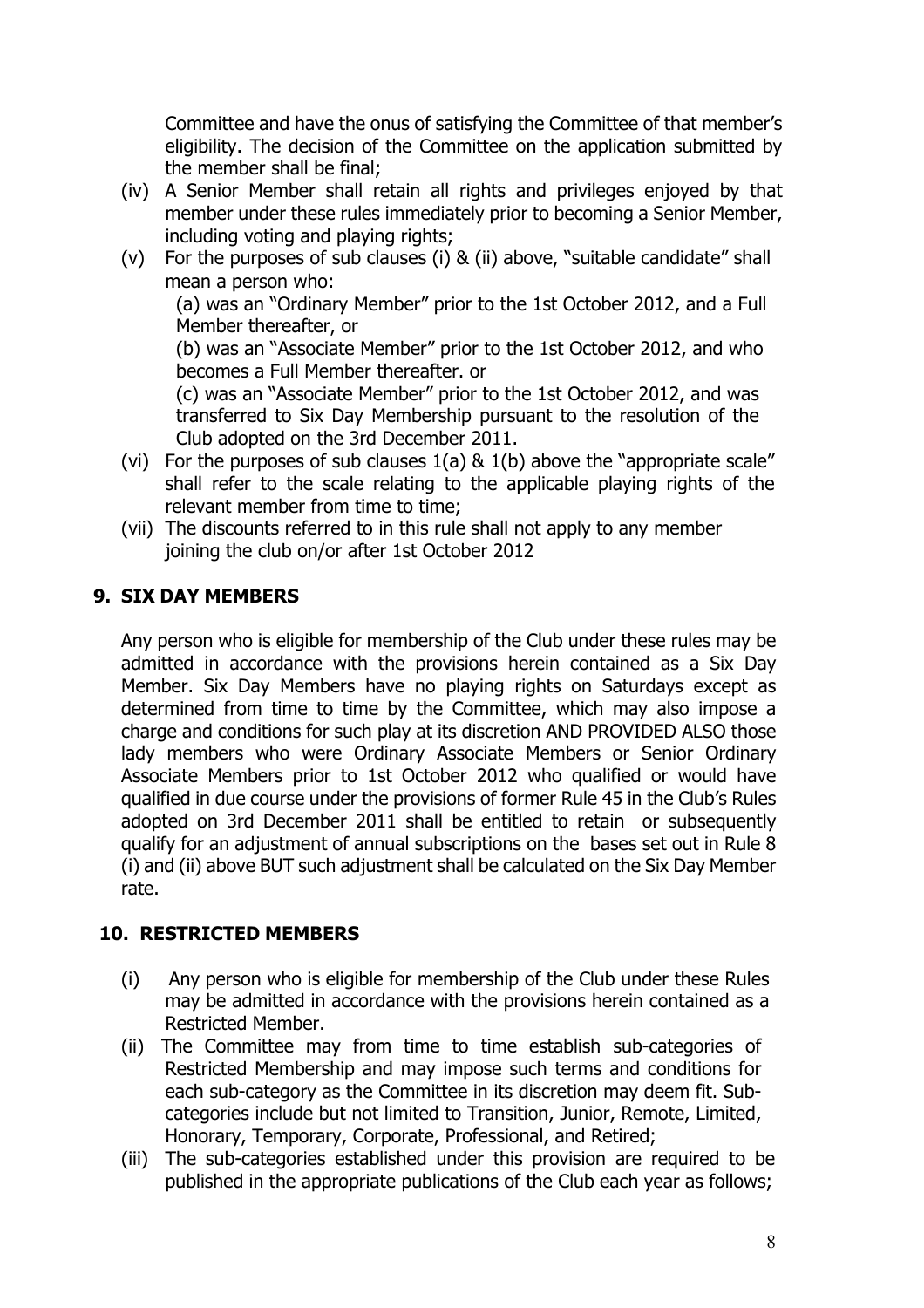Committee and have the onus of satisfying the Committee of that member's eligibility. The decision of the Committee on the application submitted by the member shall be final;

(iv) A Senior Member shall retain all rights and privileges enjoyed by that member under these rules immediately prior to becoming a Senior Member, including voting and playing rights;

(v) For the purposes of sub clauses (i) & (ii) above, "suitable candidate" shall mean a person who:

(a) was an "Ordinary Member" prior to the 1st October 2012, and a Full Member thereafter, or

(b) was an "Associate Member" prior to the 1st October 2012, and who becomes a Full Member thereafter. or

(c) was an "Associate Member" prior to the 1st October 2012, and was transferred to Six Day Membership pursuant to the resolution of the Club adopted on the 3rd December 2011.

(vi) For the purposes of sub clauses 1(a) & 1(b) above the "appropriate scale" shall refer to the scale relating to the applicable playing rights of the relevant member from time to time;

(vii) The discounts referred to in this rule shall not apply to any member joining the club on/or after 1st October 2012

## 9. SIX DAY MEMBERS

Any person who is eligible for membership of the Club under these rules may be admitted in accordance with the provisions herein contained as a Six Day Member. Six Day Members have no playing rights on Saturdays except as determined from time to time by the Committee, which may also impose a charge and conditions for such play at its discretion AND PROVIDED ALSO those lady members who were Ordinary Associate Members or Senior Ordinary Associate Members prior to 1st October 2012 who qualified or would have qualified in due course under the provisions of former Rule 45 in the Club's Rules adopted on 3rd December 2011 shall be entitled to retain or subsequently qualify for an adjustment of annual subscriptions on the bases set out in Rule 8 (i) and (ii) above BUT such adjustment shall be calculated on the Six Day Member rate.

## 10. RESTRICTED MEMBERS

(i) Any person who is eligible for membership of the Club under these Rules may be admitted in accordance with the provisions herein contained as a Restricted Member.

(ii) The Committee may from time to time establish sub-categories of Restricted Membership and may impose such terms and conditions for each sub-category as the Committee in its discretion may deem fit. Sub-categories include but not limited to Transition, Junior, Remote, Limited, Honorary, Temporary, Corporate, Professional, and Retired;

(iii) The sub-categories established under this provision are required to be published in the appropriate publications of the Club each year as follows;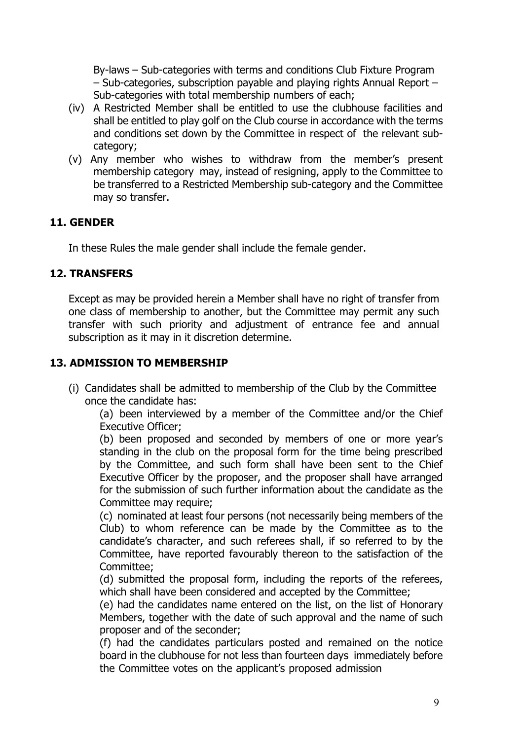By-laws – Sub-categories with terms and conditions Club Fixture Program – Sub-categories, subscription payable and playing rights Annual Report – Sub-categories with total membership numbers of each;

(iv) A Restricted Member shall be entitled to use the clubhouse facilities and shall be entitled to play golf on the Club course in accordance with the terms and conditions set down by the Committee in respect of the relevant sub-category;

(v) Any member who wishes to withdraw from the member's present membership category may, instead of resigning, apply to the Committee to be transferred to a Restricted Membership sub-category and the Committee may so transfer.

## 11. GENDER

In these Rules the male gender shall include the female gender.

## 12. TRANSFERS

Except as may be provided herein a Member shall have no right of transfer from one class of membership to another, but the Committee may permit any such transfer with such priority and adjustment of entrance fee and annual subscription as it may in it discretion determine.

## 13. ADMISSION TO MEMBERSHIP

(i) Candidates shall be admitted to membership of the Club by the Committee once the candidate has:

(a) been interviewed by a member of the Committee and/or the Chief Executive Officer;

(b) been proposed and seconded by members of one or more year's standing in the club on the proposal form for the time being prescribed by the Committee, and such form shall have been sent to the Chief Executive Officer by the proposer, and the proposer shall have arranged for the submission of such further information about the candidate as the Committee may require;

(c) nominated at least four persons (not necessarily being members of the Club) to whom reference can be made by the Committee as to the candidate's character, and such referees shall, if so referred to by the Committee, have reported favourably thereon to the satisfaction of the Committee;

(d) submitted the proposal form, including the reports of the referees, which shall have been considered and accepted by the Committee;

(e) had the candidates name entered on the list, on the list of Honorary Members, together with the date of such approval and the name of such proposer and of the seconder;

(f) had the candidates particulars posted and remained on the notice board in the clubhouse for not less than fourteen days immediately before the Committee votes on the applicant's proposed admission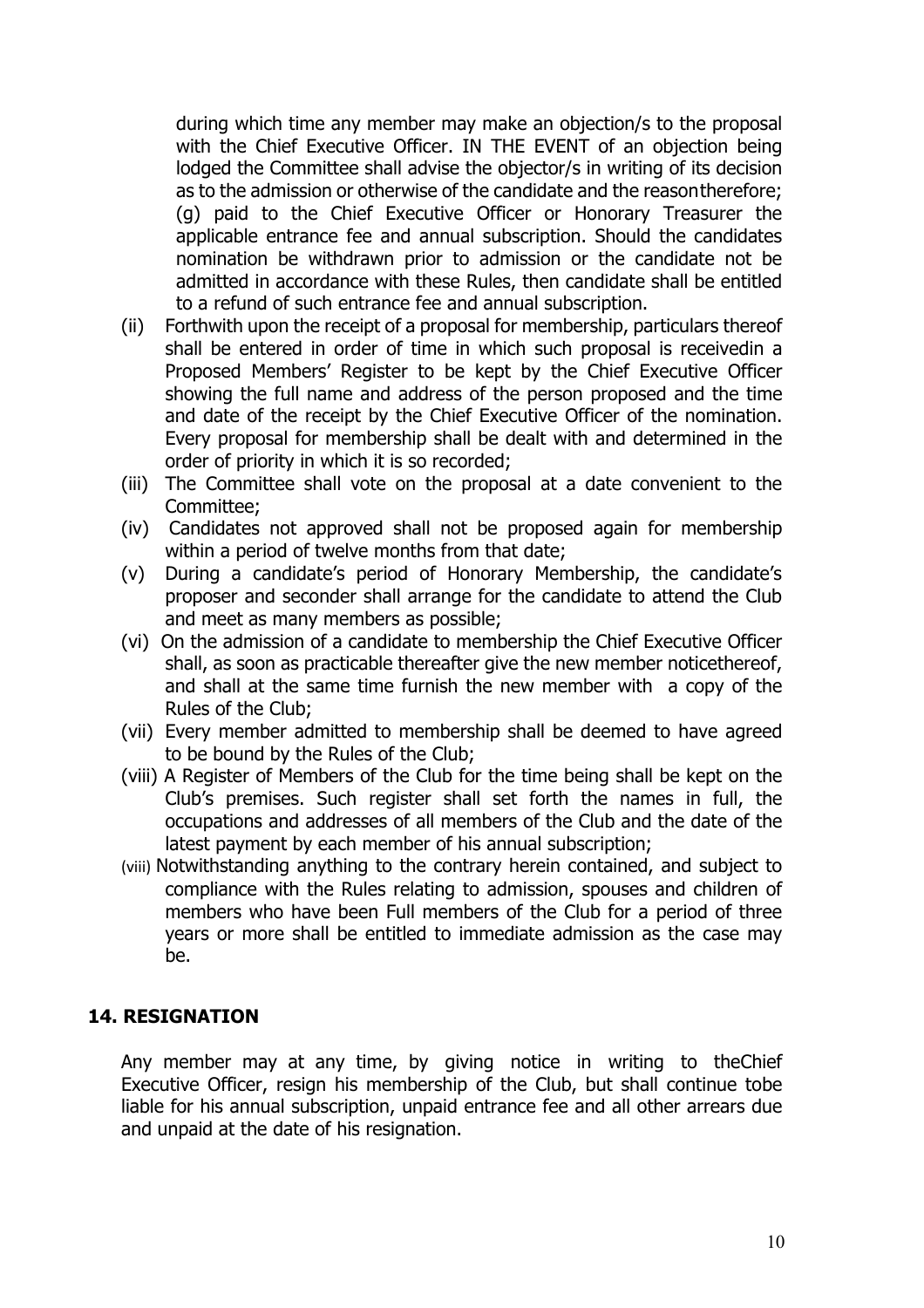during which time any member may make an objection/s to the proposal with the Chief Executive Officer. IN THE EVENT of an objection being lodged the Committee shall advise the objector/s in writing of its decision as to the admission or otherwise of the candidate and the reasontherefore;

(g) paid to the Chief Executive Officer or Honorary Treasurer the applicable entrance fee and annual subscription. Should the candidates nomination be withdrawn prior to admission or the candidate not be admitted in accordance with these Rules, then candidate shall be entitled to a refund of such entrance fee and annual subscription.

(ii) Forthwith upon the receipt of a proposal for membership, particulars thereof shall be entered in order of time in which such proposal is receivedin a Proposed Members' Register to be kept by the Chief Executive Officer showing the full name and address of the person proposed and the time and date of the receipt by the Chief Executive Officer of the nomination. Every proposal for membership shall be dealt with and determined in the order of priority in which it is so recorded;

(iii) The Committee shall vote on the proposal at a date convenient to the Committee;

(iv) Candidates not approved shall not be proposed again for membership within a period of twelve months from that date;

(v) During a candidate's period of Honorary Membership, the candidate's proposer and seconder shall arrange for the candidate to attend the Club and meet as many members as possible;

(vi) On the admission of a candidate to membership the Chief Executive Officer shall, as soon as practicable thereafter give the new member noticethereof, and shall at the same time furnish the new member with a copy of the Rules of the Club;

(vii) Every member admitted to membership shall be deemed to have agreed to be bound by the Rules of the Club;

(viii) A Register of Members of the Club for the time being shall be kept on the Club's premises. Such register shall set forth the names in full, the occupations and addresses of all members of the Club and the date of the latest payment by each member of his annual subscription;

(viii) Notwithstanding anything to the contrary herein contained, and subject to compliance with the Rules relating to admission, spouses and children of members who have been Full members of the Club for a period of three years or more shall be entitled to immediate admission as the case may be.

## 14. RESIGNATION

Any member may at any time, by giving notice in writing to theChief Executive Officer, resign his membership of the Club, but shall continue tobe liable for his annual subscription, unpaid entrance fee and all other arrears due and unpaid at the date of his resignation.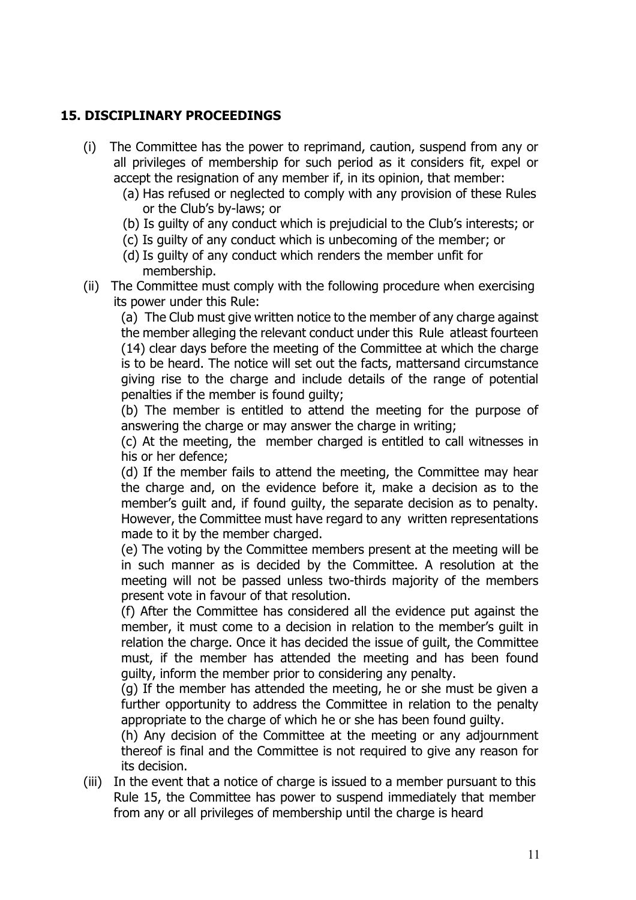## 15. DISCIPLINARY PROCEEDINGS

(i) The Committee has the power to reprimand, caution, suspend from any or all privileges of membership for such period as it considers fit, expel or accept the resignation of any member if, in its opinion, that member:

(a) Has refused or neglected to comply with any provision of these Rules or the Club's by-laws; or

(b) Is guilty of any conduct which is prejudicial to the Club's interests; or

(c) Is guilty of any conduct which is unbecoming of the member; or

(d) Is guilty of any conduct which renders the member unfit for membership.

(ii) The Committee must comply with the following procedure when exercising its power under this Rule:

(a) The Club must give written notice to the member of any charge against the member alleging the relevant conduct under this Rule atleast fourteen (14) clear days before the meeting of the Committee at which the charge is to be heard. The notice will set out the facts, mattersand circumstance giving rise to the charge and include details of the range of potential penalties if the member is found guilty;

(b) The member is entitled to attend the meeting for the purpose of answering the charge or may answer the charge in writing;

(c) At the meeting, the member charged is entitled to call witnesses in his or her defence;

(d) If the member fails to attend the meeting, the Committee may hear the charge and, on the evidence before it, make a decision as to the member's guilt and, if found guilty, the separate decision as to penalty. However, the Committee must have regard to any written representations made to it by the member charged.

(e) The voting by the Committee members present at the meeting will be in such manner as is decided by the Committee. A resolution at the meeting will not be passed unless two-thirds majority of the members present vote in favour of that resolution.

(f) After the Committee has considered all the evidence put against the member, it must come to a decision in relation to the member's guilt in relation the charge. Once it has decided the issue of guilt, the Committee must, if the member has attended the meeting and has been found guilty, inform the member prior to considering any penalty.

(g) If the member has attended the meeting, he or she must be given a further opportunity to address the Committee in relation to the penalty appropriate to the charge of which he or she has been found guilty.

(h) Any decision of the Committee at the meeting or any adjournment thereof is final and the Committee is not required to give any reason for its decision.

(iii) In the event that a notice of charge is issued to a member pursuant to this Rule 15, the Committee has power to suspend immediately that member from any or all privileges of membership until the charge is heard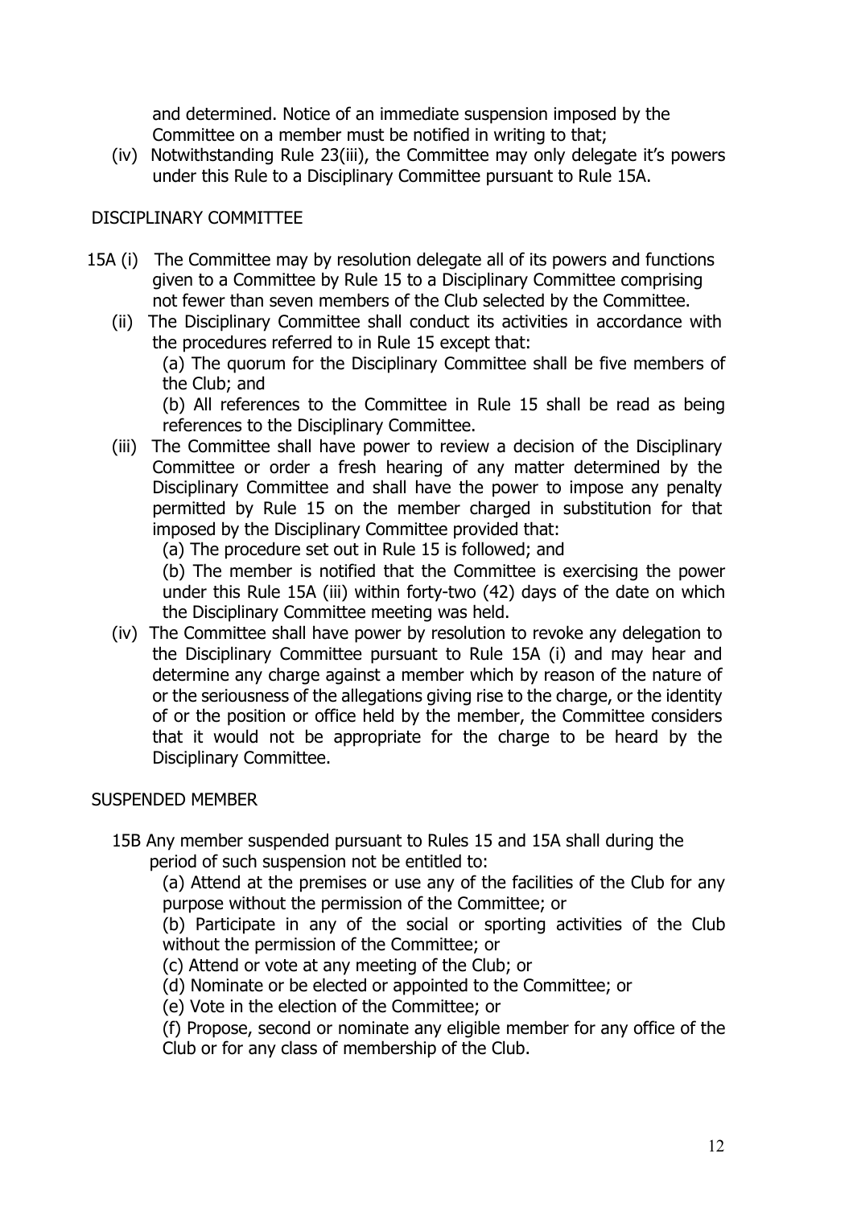and determined. Notice of an immediate suspension imposed by the Committee on a member must be notified in writing to that;

(iv) Notwithstanding Rule 23(iii), the Committee may only delegate it's powers under this Rule to a Disciplinary Committee pursuant to Rule 15A.

## DISCIPLINARY COMMITTEE

15A (i) The Committee may by resolution delegate all of its powers and functions given to a Committee by Rule 15 to a Disciplinary Committee comprising not fewer than seven members of the Club selected by the Committee.

(ii) The Disciplinary Committee shall conduct its activities in accordance with the procedures referred to in Rule 15 except that:

(a) The quorum for the Disciplinary Committee shall be five members of the Club; and

(b) All references to the Committee in Rule 15 shall be read as being references to the Disciplinary Committee.

(iii) The Committee shall have power to review a decision of the Disciplinary Committee or order a fresh hearing of any matter determined by the Disciplinary Committee and shall have the power to impose any penalty permitted by Rule 15 on the member charged in substitution for that imposed by the Disciplinary Committee provided that:

(a) The procedure set out in Rule 15 is followed; and

(b) The member is notified that the Committee is exercising the power under this Rule 15A (iii) within forty-two (42) days of the date on which the Disciplinary Committee meeting was held.

(iv) The Committee shall have power by resolution to revoke any delegation to the Disciplinary Committee pursuant to Rule 15A (i) and may hear and determine any charge against a member which by reason of the nature of or the seriousness of the allegations giving rise to the charge, or the identity of or the position or office held by the member, the Committee considers that it would not be appropriate for the charge to be heard by the Disciplinary Committee.

## SUSPENDED MEMBER

15B Any member suspended pursuant to Rules 15 and 15A shall during the period of such suspension not be entitled to:

(a) Attend at the premises or use any of the facilities of the Club for any purpose without the permission of the Committee; or

(b) Participate in any of the social or sporting activities of the Club without the permission of the Committee; or

(c) Attend or vote at any meeting of the Club; or

(d) Nominate or be elected or appointed to the Committee; or

(e) Vote in the election of the Committee; or

(f) Propose, second or nominate any eligible member for any office of the Club or for any class of membership of the Club.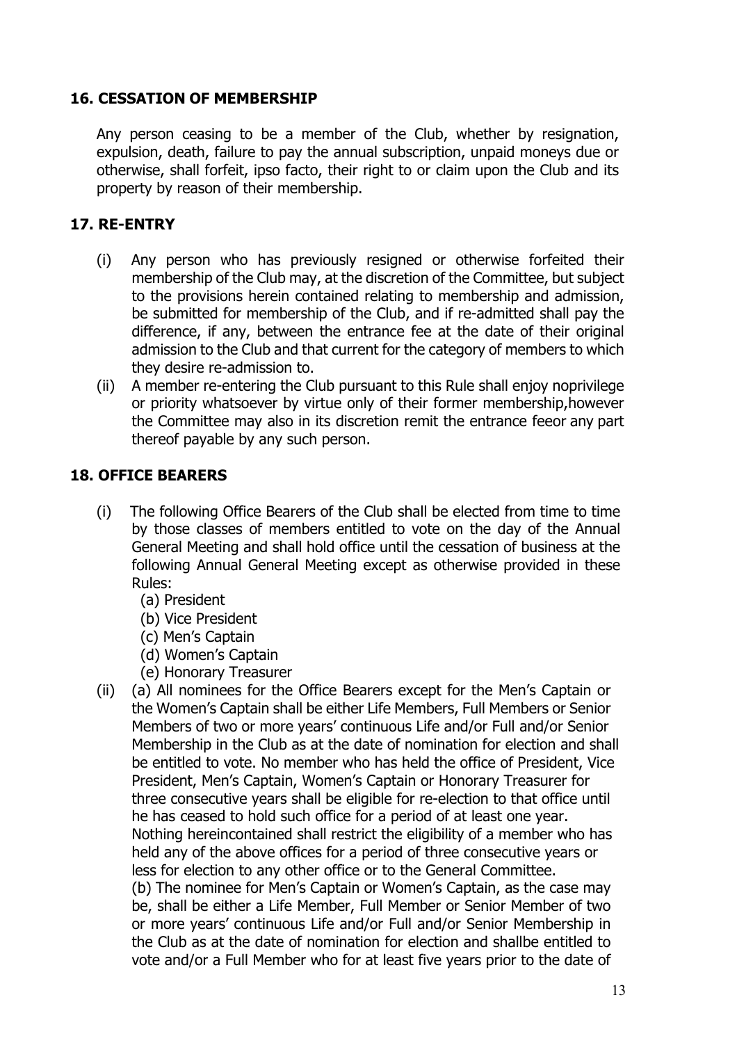## 16. CESSATION OF MEMBERSHIP

Any person ceasing to be a member of the Club, whether by resignation, expulsion, death, failure to pay the annual subscription, unpaid moneys due or otherwise, shall forfeit, ipso facto, their right to or claim upon the Club and its property by reason of their membership.

## 17. RE-ENTRY

(i) Any person who has previously resigned or otherwise forfeited their membership of the Club may, at the discretion of the Committee, but subject to the provisions herein contained relating to membership and admission, be submitted for membership of the Club, and if re-admitted shall pay the difference, if any, between the entrance fee at the date of their original admission to the Club and that current for the category of members to which they desire re-admission to.

(ii) A member re-entering the Club pursuant to this Rule shall enjoy noprivilege or priority whatsoever by virtue only of their former membership,however the Committee may also in its discretion remit the entrance feeor any part thereof payable by any such person.

## 18. OFFICE BEARERS

(i) The following Office Bearers of the Club shall be elected from time to time by those classes of members entitled to vote on the day of the Annual General Meeting and shall hold office until the cessation of business at the following Annual General Meeting except as otherwise provided in these Rules:

(a) President
(b) Vice President
(c) Men's Captain
(d) Women's Captain
(e) Honorary Treasurer

(ii) (a) All nominees for the Office Bearers except for the Men's Captain or the Women's Captain shall be either Life Members, Full Members or Senior Members of two or more years' continuous Life and/or Full and/or Senior Membership in the Club as at the date of nomination for election and shall be entitled to vote. No member who has held the office of President, Vice President, Men's Captain, Women's Captain or Honorary Treasurer for three consecutive years shall be eligible for re-election to that office until he has ceased to hold such office for a period of at least one year. Nothing hereincontained shall restrict the eligibility of a member who has held any of the above offices for a period of three consecutive years or less for election to any other office or to the General Committee.

(b) The nominee for Men's Captain or Women's Captain, as the case may be, shall be either a Life Member, Full Member or Senior Member of two or more years' continuous Life and/or Full and/or Senior Membership in the Club as at the date of nomination for election and shallbe entitled to vote and/or a Full Member who for at least five years prior to the date of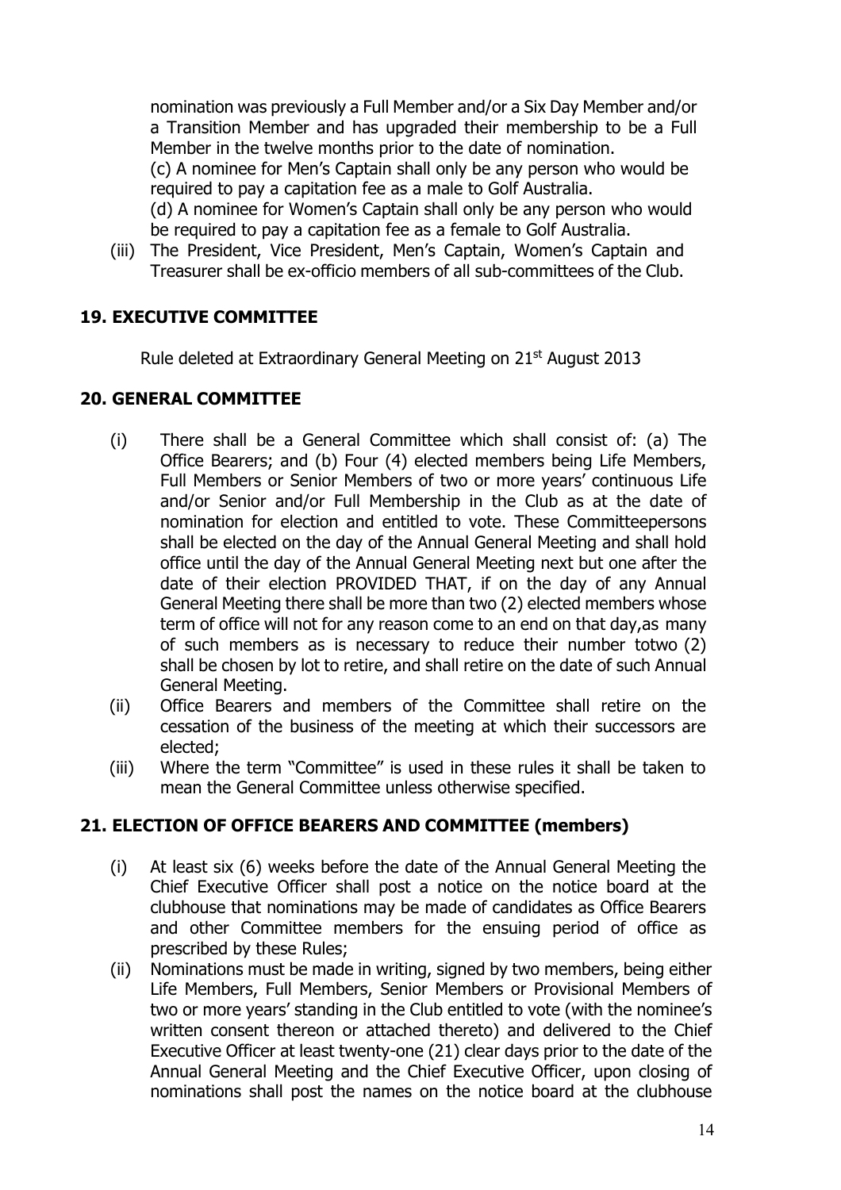nomination was previously a Full Member and/or a Six Day Member and/or a Transition Member and has upgraded their membership to be a Full Member in the twelve months prior to the date of nomination.
(c) A nominee for Men's Captain shall only be any person who would be required to pay a capitation fee as a male to Golf Australia.
(d) A nominee for Women's Captain shall only be any person who would be required to pay a capitation fee as a female to Golf Australia.

(iii) The President, Vice President, Men's Captain, Women's Captain and Treasurer shall be ex-officio members of all sub-committees of the Club.

## 19. EXECUTIVE COMMITTEE

Rule deleted at Extraordinary General Meeting on 21st August 2013

## 20. GENERAL COMMITTEE

(i) There shall be a General Committee which shall consist of: (a) The Office Bearers; and (b) Four (4) elected members being Life Members, Full Members or Senior Members of two or more years' continuous Life and/or Senior and/or Full Membership in the Club as at the date of nomination for election and entitled to vote. These Committeepersons shall be elected on the day of the Annual General Meeting and shall hold office until the day of the Annual General Meeting next but one after the date of their election PROVIDED THAT, if on the day of any Annual General Meeting there shall be more than two (2) elected members whose term of office will not for any reason come to an end on that day,as many of such members as is necessary to reduce their number totwo (2) shall be chosen by lot to retire, and shall retire on the date of such Annual General Meeting.

(ii) Office Bearers and members of the Committee shall retire on the cessation of the business of the meeting at which their successors are elected;

(iii) Where the term "Committee" is used in these rules it shall be taken to mean the General Committee unless otherwise specified.

## 21. ELECTION OF OFFICE BEARERS AND COMMITTEE (members)

(i) At least six (6) weeks before the date of the Annual General Meeting the Chief Executive Officer shall post a notice on the notice board at the clubhouse that nominations may be made of candidates as Office Bearers and other Committee members for the ensuing period of office as prescribed by these Rules;

(ii) Nominations must be made in writing, signed by two members, being either Life Members, Full Members, Senior Members or Provisional Members of two or more years' standing in the Club entitled to vote (with the nominee's written consent thereon or attached thereto) and delivered to the Chief Executive Officer at least twenty-one (21) clear days prior to the date of the Annual General Meeting and the Chief Executive Officer, upon closing of nominations shall post the names on the notice board at the clubhouse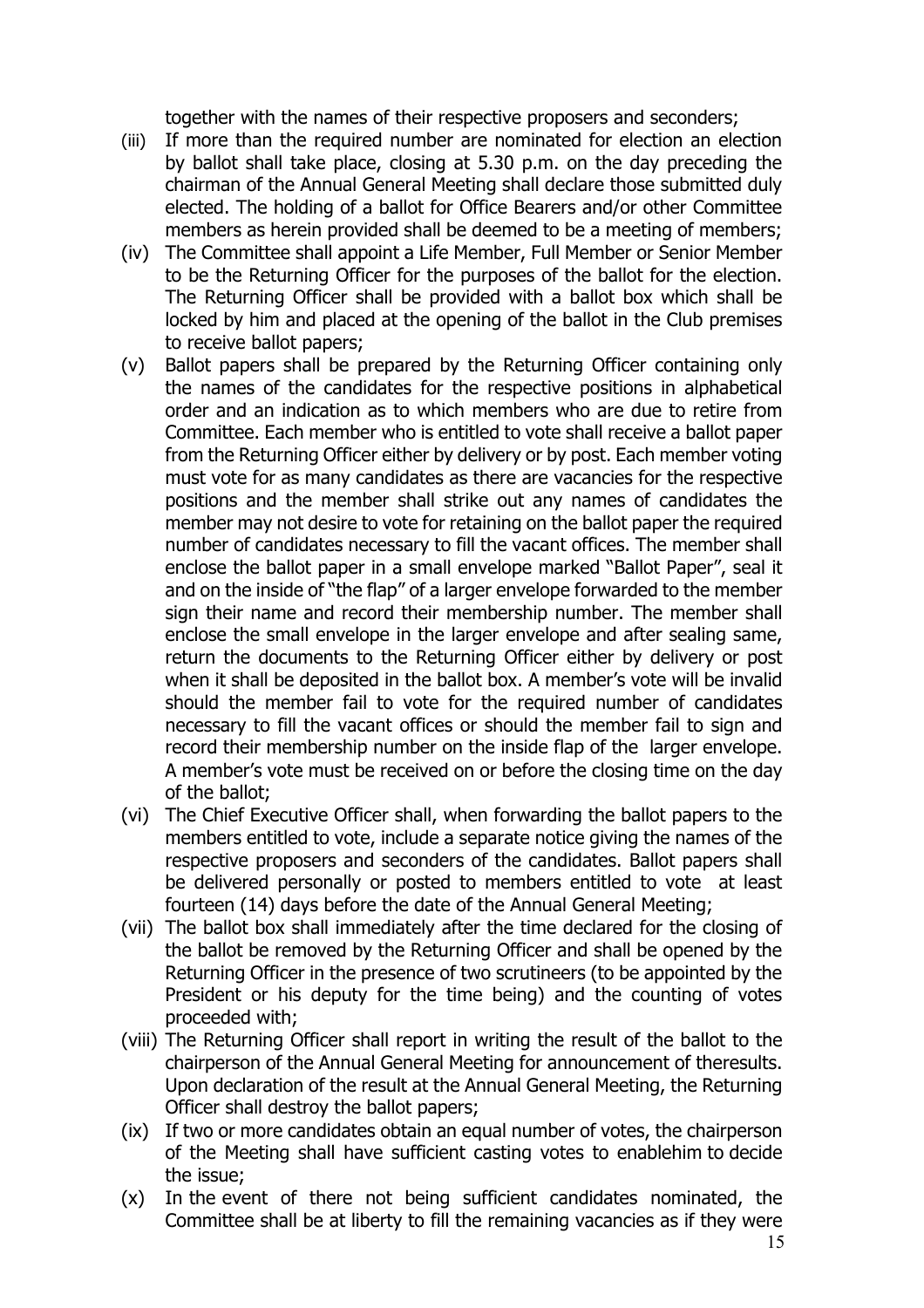together with the names of their respective proposers and seconders;

(iii) If more than the required number are nominated for election an election by ballot shall take place, closing at 5.30 p.m. on the day preceding the chairman of the Annual General Meeting shall declare those submitted duly elected. The holding of a ballot for Office Bearers and/or other Committee members as herein provided shall be deemed to be a meeting of members;

(iv) The Committee shall appoint a Life Member, Full Member or Senior Member to be the Returning Officer for the purposes of the ballot for the election. The Returning Officer shall be provided with a ballot box which shall be locked by him and placed at the opening of the ballot in the Club premises to receive ballot papers;

(v) Ballot papers shall be prepared by the Returning Officer containing only the names of the candidates for the respective positions in alphabetical order and an indication as to which members who are due to retire from Committee. Each member who is entitled to vote shall receive a ballot paper from the Returning Officer either by delivery or by post. Each member voting must vote for as many candidates as there are vacancies for the respective positions and the member shall strike out any names of candidates the member may not desire to vote for retaining on the ballot paper the required number of candidates necessary to fill the vacant offices. The member shall enclose the ballot paper in a small envelope marked "Ballot Paper", seal it and on the inside of "the flap" of a larger envelope forwarded to the member sign their name and record their membership number. The member shall enclose the small envelope in the larger envelope and after sealing same, return the documents to the Returning Officer either by delivery or post when it shall be deposited in the ballot box. A member's vote will be invalid should the member fail to vote for the required number of candidates necessary to fill the vacant offices or should the member fail to sign and record their membership number on the inside flap of the larger envelope. A member's vote must be received on or before the closing time on the day of the ballot;

(vi) The Chief Executive Officer shall, when forwarding the ballot papers to the members entitled to vote, include a separate notice giving the names of the respective proposers and seconders of the candidates. Ballot papers shall be delivered personally or posted to members entitled to vote at least fourteen (14) days before the date of the Annual General Meeting;

(vii) The ballot box shall immediately after the time declared for the closing of the ballot be removed by the Returning Officer and shall be opened by the Returning Officer in the presence of two scrutineers (to be appointed by the President or his deputy for the time being) and the counting of votes proceeded with;

(viii) The Returning Officer shall report in writing the result of the ballot to the chairperson of the Annual General Meeting for announcement of theresults. Upon declaration of the result at the Annual General Meeting, the Returning Officer shall destroy the ballot papers;

(ix) If two or more candidates obtain an equal number of votes, the chairperson of the Meeting shall have sufficient casting votes to enablehim to decide the issue;

(x) In the event of there not being sufficient candidates nominated, the Committee shall be at liberty to fill the remaining vacancies as if they were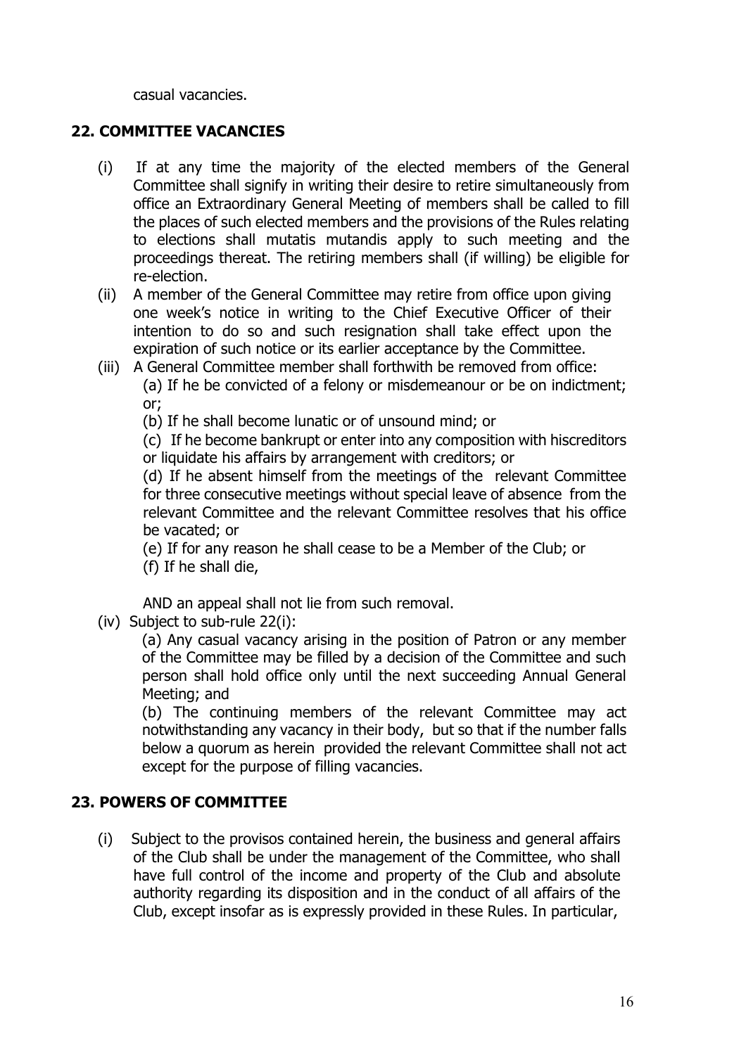casual vacancies.

## 22. COMMITTEE VACANCIES

(i) If at any time the majority of the elected members of the General Committee shall signify in writing their desire to retire simultaneously from office an Extraordinary General Meeting of members shall be called to fill the places of such elected members and the provisions of the Rules relating to elections shall mutatis mutandis apply to such meeting and the proceedings thereat. The retiring members shall (if willing) be eligible for re-election.

(ii) A member of the General Committee may retire from office upon giving one week's notice in writing to the Chief Executive Officer of their intention to do so and such resignation shall take effect upon the expiration of such notice or its earlier acceptance by the Committee.

(iii) A General Committee member shall forthwith be removed from office:

(a) If he be convicted of a felony or misdemeanour or be on indictment; or;

(b) If he shall become lunatic or of unsound mind; or

(c) If he become bankrupt or enter into any composition with hiscreditors or liquidate his affairs by arrangement with creditors; or

(d) If he absent himself from the meetings of the relevant Committee for three consecutive meetings without special leave of absence from the relevant Committee and the relevant Committee resolves that his office be vacated; or

(e) If for any reason he shall cease to be a Member of the Club; or

(f) If he shall die,

AND an appeal shall not lie from such removal.

(iv) Subject to sub-rule 22(i):

(a) Any casual vacancy arising in the position of Patron or any member of the Committee may be filled by a decision of the Committee and such person shall hold office only until the next succeeding Annual General Meeting; and

(b) The continuing members of the relevant Committee may act notwithstanding any vacancy in their body, but so that if the number falls below a quorum as herein provided the relevant Committee shall not act except for the purpose of filling vacancies.

## 23. POWERS OF COMMITTEE

(i) Subject to the provisos contained herein, the business and general affairs of the Club shall be under the management of the Committee, who shall have full control of the income and property of the Club and absolute authority regarding its disposition and in the conduct of all affairs of the Club, except insofar as is expressly provided in these Rules. In particular,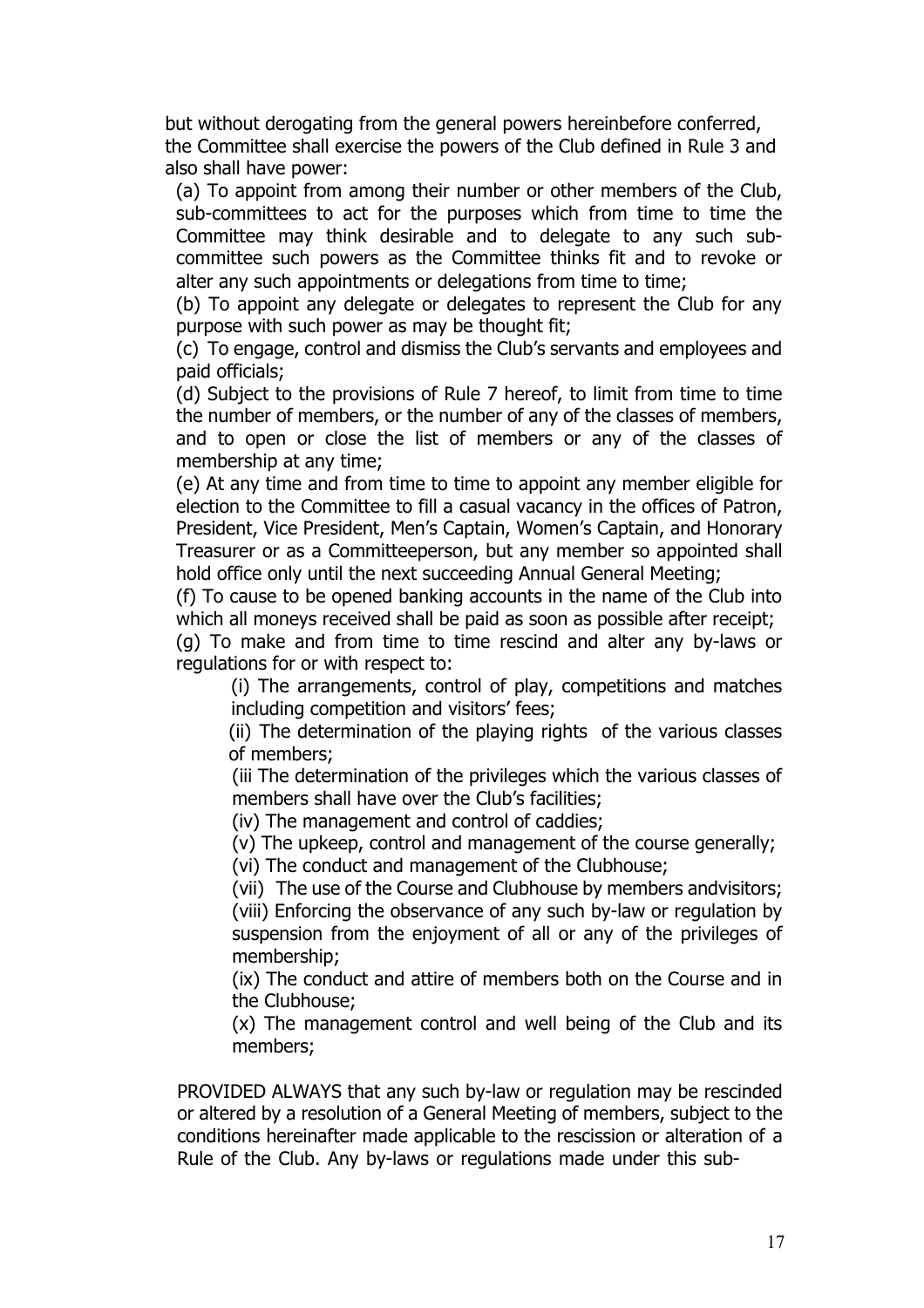but without derogating from the general powers hereinbefore conferred, the Committee shall exercise the powers of the Club defined in Rule 3 and also shall have power:

(a) To appoint from among their number or other members of the Club, sub-committees to act for the purposes which from time to time the Committee may think desirable and to delegate to any such sub-committee such powers as the Committee thinks fit and to revoke or alter any such appointments or delegations from time to time;

(b) To appoint any delegate or delegates to represent the Club for any purpose with such power as may be thought fit;

(c) To engage, control and dismiss the Club's servants and employees and paid officials;

(d) Subject to the provisions of Rule 7 hereof, to limit from time to time the number of members, or the number of any of the classes of members, and to open or close the list of members or any of the classes of membership at any time;

(e) At any time and from time to time to appoint any member eligible for election to the Committee to fill a casual vacancy in the offices of Patron, President, Vice President, Men's Captain, Women's Captain, and Honorary Treasurer or as a Committeeperson, but any member so appointed shall hold office only until the next succeeding Annual General Meeting;

(f) To cause to be opened banking accounts in the name of the Club into which all moneys received shall be paid as soon as possible after receipt;

(g) To make and from time to time rescind and alter any by-laws or regulations for or with respect to:

(i) The arrangements, control of play, competitions and matches including competition and visitors' fees;

(ii) The determination of the playing rights of the various classes of members;

(iii The determination of the privileges which the various classes of members shall have over the Club's facilities;

(iv) The management and control of caddies;

(v) The upkeep, control and management of the course generally;

(vi) The conduct and management of the Clubhouse;

(vii) The use of the Course and Clubhouse by members andvisitors;

(viii) Enforcing the observance of any such by-law or regulation by suspension from the enjoyment of all or any of the privileges of membership;

(ix) The conduct and attire of members both on the Course and in the Clubhouse;

(x) The management control and well being of the Club and its members;

PROVIDED ALWAYS that any such by-law or regulation may be rescinded or altered by a resolution of a General Meeting of members, subject to the conditions hereinafter made applicable to the rescission or alteration of a Rule of the Club. Any by-laws or regulations made under this sub-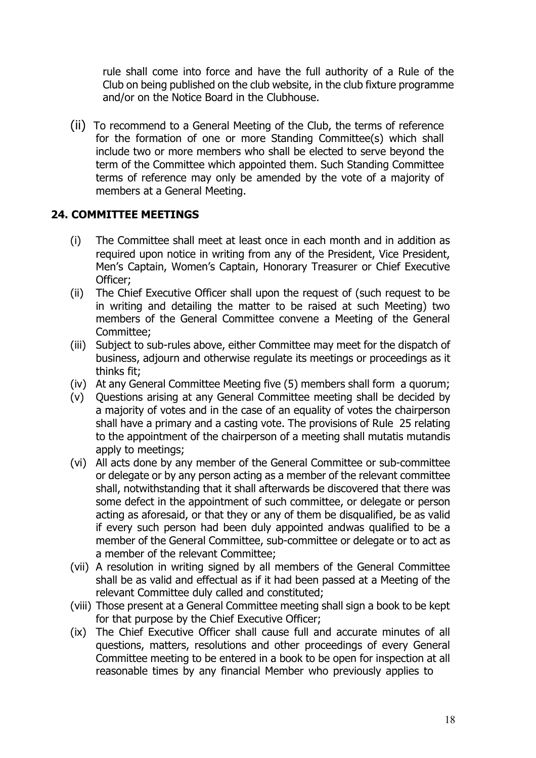rule shall come into force and have the full authority of a Rule of the Club on being published on the club website, in the club fixture programme and/or on the Notice Board in the Clubhouse.

(ii) To recommend to a General Meeting of the Club, the terms of reference for the formation of one or more Standing Committee(s) which shall include two or more members who shall be elected to serve beyond the term of the Committee which appointed them. Such Standing Committee terms of reference may only be amended by the vote of a majority of members at a General Meeting.

## 24. COMMITTEE MEETINGS

(i) The Committee shall meet at least once in each month and in addition as required upon notice in writing from any of the President, Vice President, Men's Captain, Women's Captain, Honorary Treasurer or Chief Executive Officer;

(ii) The Chief Executive Officer shall upon the request of (such request to be in writing and detailing the matter to be raised at such Meeting) two members of the General Committee convene a Meeting of the General Committee;

(iii) Subject to sub-rules above, either Committee may meet for the dispatch of business, adjourn and otherwise regulate its meetings or proceedings as it thinks fit;

(iv) At any General Committee Meeting five (5) members shall form a quorum;

(v) Questions arising at any General Committee meeting shall be decided by a majority of votes and in the case of an equality of votes the chairperson shall have a primary and a casting vote. The provisions of Rule 25 relating to the appointment of the chairperson of a meeting shall mutatis mutandis apply to meetings;

(vi) All acts done by any member of the General Committee or sub-committee or delegate or by any person acting as a member of the relevant committee shall, notwithstanding that it shall afterwards be discovered that there was some defect in the appointment of such committee, or delegate or person acting as aforesaid, or that they or any of them be disqualified, be as valid if every such person had been duly appointed andwas qualified to be a member of the General Committee, sub-committee or delegate or to act as a member of the relevant Committee;

(vii) A resolution in writing signed by all members of the General Committee shall be as valid and effectual as if it had been passed at a Meeting of the relevant Committee duly called and constituted;

(viii) Those present at a General Committee meeting shall sign a book to be kept for that purpose by the Chief Executive Officer;

(ix) The Chief Executive Officer shall cause full and accurate minutes of all questions, matters, resolutions and other proceedings of every General Committee meeting to be entered in a book to be open for inspection at all reasonable times by any financial Member who previously applies to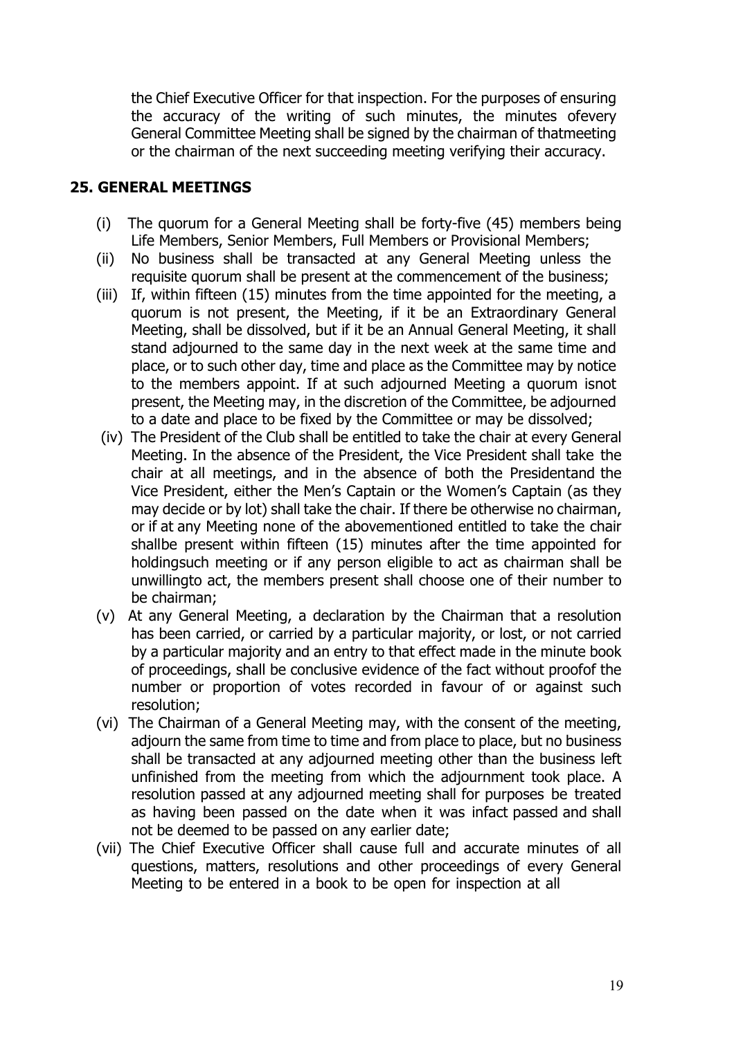the Chief Executive Officer for that inspection. For the purposes of ensuring the accuracy of the writing of such minutes, the minutes ofevery General Committee Meeting shall be signed by the chairman of thatmeeting or the chairman of the next succeeding meeting verifying their accuracy.

## 25. GENERAL MEETINGS

(i) The quorum for a General Meeting shall be forty-five (45) members being Life Members, Senior Members, Full Members or Provisional Members;

(ii) No business shall be transacted at any General Meeting unless the requisite quorum shall be present at the commencement of the business;

(iii) If, within fifteen (15) minutes from the time appointed for the meeting, a quorum is not present, the Meeting, if it be an Extraordinary General Meeting, shall be dissolved, but if it be an Annual General Meeting, it shall stand adjourned to the same day in the next week at the same time and place, or to such other day, time and place as the Committee may by notice to the members appoint. If at such adjourned Meeting a quorum isnot present, the Meeting may, in the discretion of the Committee, be adjourned to a date and place to be fixed by the Committee or may be dissolved;

(iv) The President of the Club shall be entitled to take the chair at every General Meeting. In the absence of the President, the Vice President shall take the chair at all meetings, and in the absence of both the Presidentand the Vice President, either the Men's Captain or the Women's Captain (as they may decide or by lot) shall take the chair. If there be otherwise no chairman, or if at any Meeting none of the abovementioned entitled to take the chair shallbe present within fifteen (15) minutes after the time appointed for holdingsuch meeting or if any person eligible to act as chairman shall be unwillingto act, the members present shall choose one of their number to be chairman;

(v) At any General Meeting, a declaration by the Chairman that a resolution has been carried, or carried by a particular majority, or lost, or not carried by a particular majority and an entry to that effect made in the minute book of proceedings, shall be conclusive evidence of the fact without proofof the number or proportion of votes recorded in favour of or against such resolution;

(vi) The Chairman of a General Meeting may, with the consent of the meeting, adjourn the same from time to time and from place to place, but no business shall be transacted at any adjourned meeting other than the business left unfinished from the meeting from which the adjournment took place. A resolution passed at any adjourned meeting shall for purposes be treated as having been passed on the date when it was infact passed and shall not be deemed to be passed on any earlier date;

(vii) The Chief Executive Officer shall cause full and accurate minutes of all questions, matters, resolutions and other proceedings of every General Meeting to be entered in a book to be open for inspection at all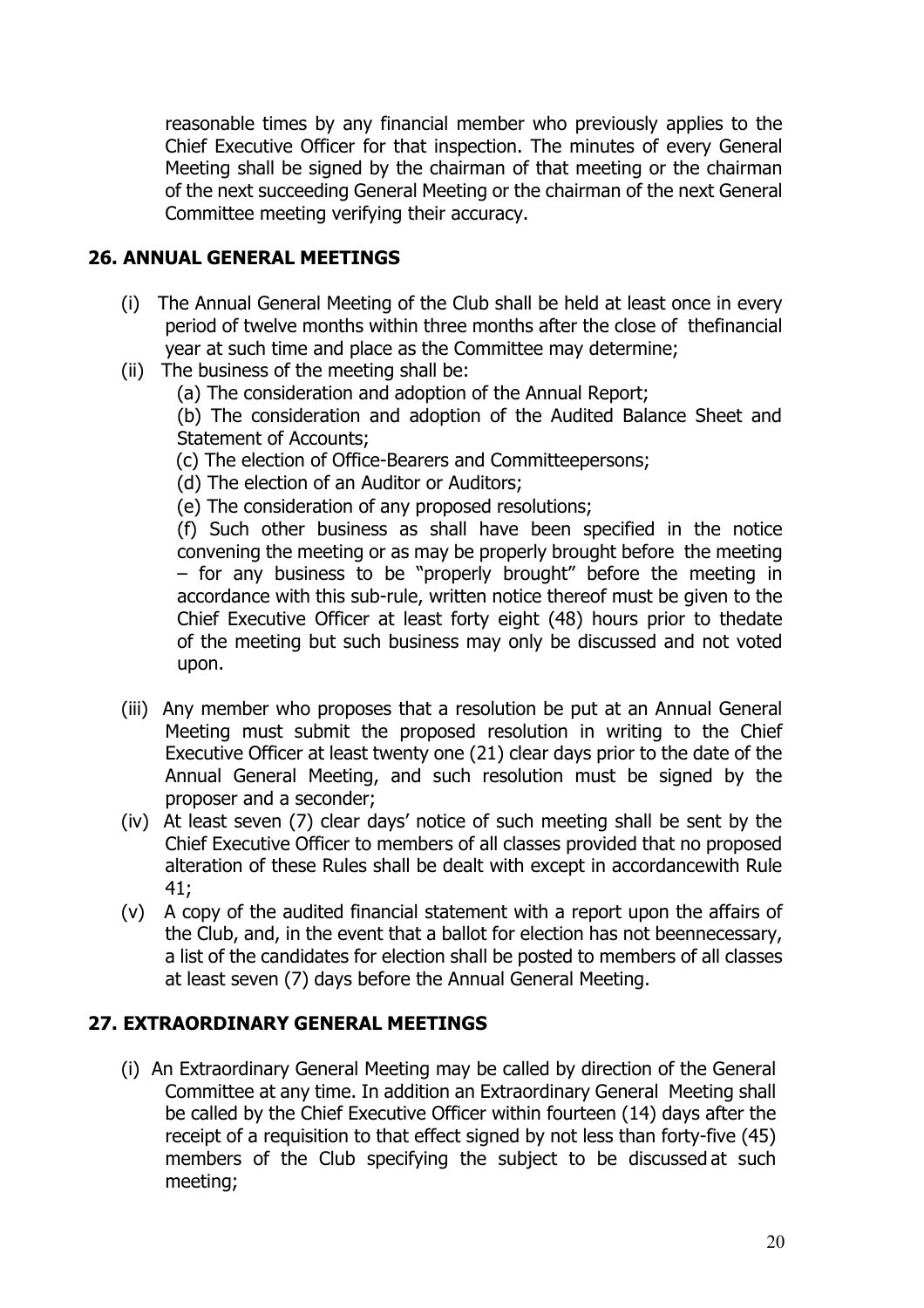reasonable times by any financial member who previously applies to the Chief Executive Officer for that inspection. The minutes of every General Meeting shall be signed by the chairman of that meeting or the chairman of the next succeeding General Meeting or the chairman of the next General Committee meeting verifying their accuracy.

## 26. ANNUAL GENERAL MEETINGS

(i) The Annual General Meeting of the Club shall be held at least once in every period of twelve months within three months after the close of thefinancial year at such time and place as the Committee may determine;

(ii) The business of the meeting shall be:

(a) The consideration and adoption of the Annual Report;

(b) The consideration and adoption of the Audited Balance Sheet and Statement of Accounts;

(c) The election of Office-Bearers and Committeepersons;

(d) The election of an Auditor or Auditors;

(e) The consideration of any proposed resolutions;

(f) Such other business as shall have been specified in the notice convening the meeting or as may be properly brought before the meeting – for any business to be "properly brought" before the meeting in accordance with this sub-rule, written notice thereof must be given to the Chief Executive Officer at least forty eight (48) hours prior to thedate of the meeting but such business may only be discussed and not voted upon.

(iii) Any member who proposes that a resolution be put at an Annual General Meeting must submit the proposed resolution in writing to the Chief Executive Officer at least twenty one (21) clear days prior to the date of the Annual General Meeting, and such resolution must be signed by the proposer and a seconder;

(iv) At least seven (7) clear days' notice of such meeting shall be sent by the Chief Executive Officer to members of all classes provided that no proposed alteration of these Rules shall be dealt with except in accordancewith Rule 41;

(v) A copy of the audited financial statement with a report upon the affairs of the Club, and, in the event that a ballot for election has not beennecessary, a list of the candidates for election shall be posted to members of all classes at least seven (7) days before the Annual General Meeting.

## 27. EXTRAORDINARY GENERAL MEETINGS

(i) An Extraordinary General Meeting may be called by direction of the General Committee at any time. In addition an Extraordinary General Meeting shall be called by the Chief Executive Officer within fourteen (14) days after the receipt of a requisition to that effect signed by not less than forty-five (45) members of the Club specifying the subject to be discussed at such meeting;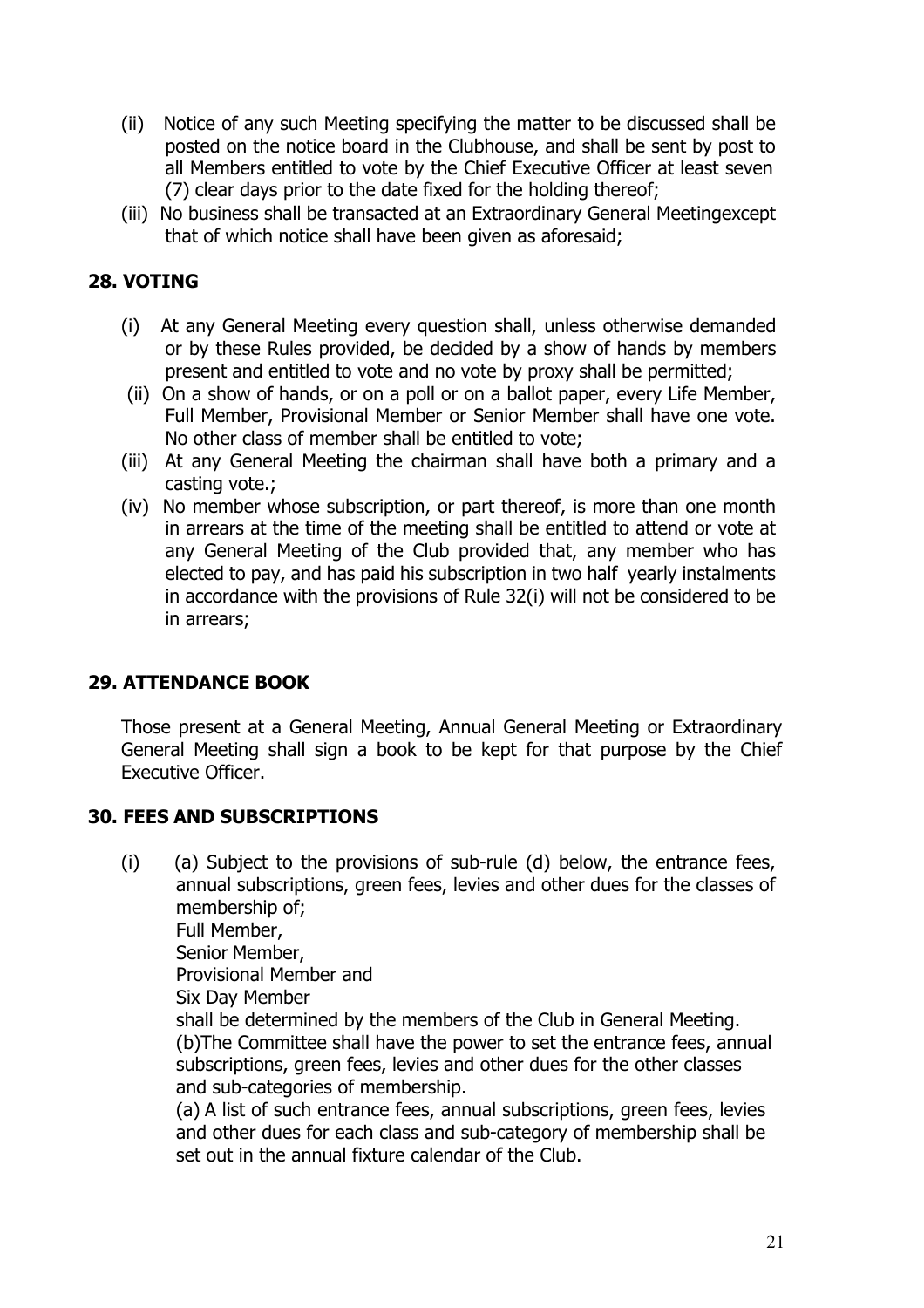(ii) Notice of any such Meeting specifying the matter to be discussed shall be posted on the notice board in the Clubhouse, and shall be sent by post to all Members entitled to vote by the Chief Executive Officer at least seven (7) clear days prior to the date fixed for the holding thereof;

(iii) No business shall be transacted at an Extraordinary General Meetingexcept that of which notice shall have been given as aforesaid;

## 28. VOTING

(i) At any General Meeting every question shall, unless otherwise demanded or by these Rules provided, be decided by a show of hands by members present and entitled to vote and no vote by proxy shall be permitted;

(ii) On a show of hands, or on a poll or on a ballot paper, every Life Member, Full Member, Provisional Member or Senior Member shall have one vote. No other class of member shall be entitled to vote;

(iii) At any General Meeting the chairman shall have both a primary and a casting vote.;

(iv) No member whose subscription, or part thereof, is more than one month in arrears at the time of the meeting shall be entitled to attend or vote at any General Meeting of the Club provided that, any member who has elected to pay, and has paid his subscription in two half yearly instalments in accordance with the provisions of Rule 32(i) will not be considered to be in arrears;

## 29. ATTENDANCE BOOK

Those present at a General Meeting, Annual General Meeting or Extraordinary General Meeting shall sign a book to be kept for that purpose by the Chief Executive Officer.

## 30. FEES AND SUBSCRIPTIONS

(i) (a) Subject to the provisions of sub-rule (d) below, the entrance fees, annual subscriptions, green fees, levies and other dues for the classes of membership of;

Full Member,
Senior Member,
Provisional Member and
Six Day Member

shall be determined by the members of the Club in General Meeting.

(b)The Committee shall have the power to set the entrance fees, annual subscriptions, green fees, levies and other dues for the other classes and sub-categories of membership.

(a) A list of such entrance fees, annual subscriptions, green fees, levies and other dues for each class and sub-category of membership shall be set out in the annual fixture calendar of the Club.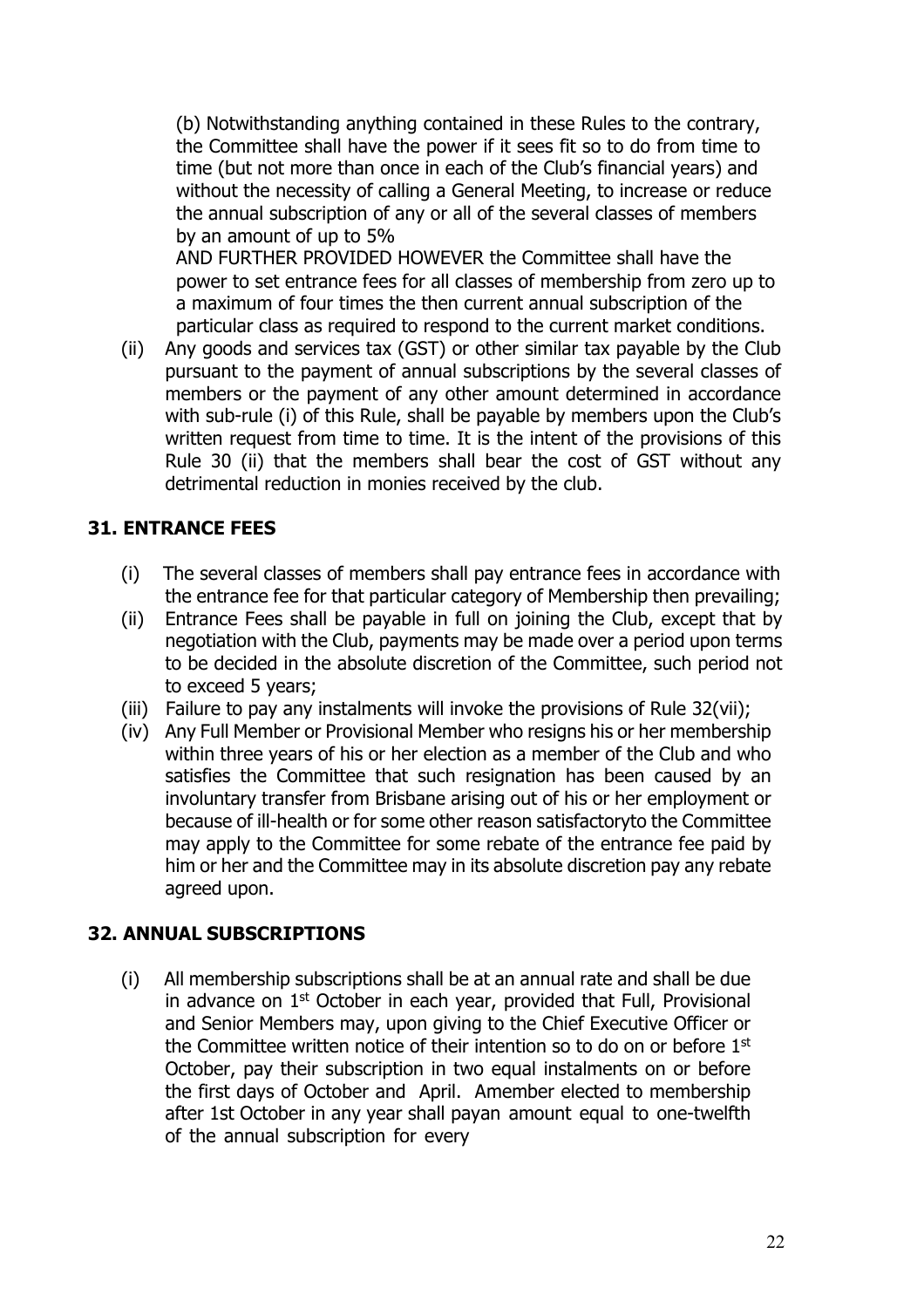(b) Notwithstanding anything contained in these Rules to the contrary, the Committee shall have the power if it sees fit so to do from time to time (but not more than once in each of the Club's financial years) and without the necessity of calling a General Meeting, to increase or reduce the annual subscription of any or all of the several classes of members by an amount of up to 5%

AND FURTHER PROVIDED HOWEVER the Committee shall have the power to set entrance fees for all classes of membership from zero up to a maximum of four times the then current annual subscription of the particular class as required to respond to the current market conditions.

(ii) Any goods and services tax (GST) or other similar tax payable by the Club pursuant to the payment of annual subscriptions by the several classes of members or the payment of any other amount determined in accordance with sub-rule (i) of this Rule, shall be payable by members upon the Club's written request from time to time. It is the intent of the provisions of this Rule 30 (ii) that the members shall bear the cost of GST without any detrimental reduction in monies received by the club.

## 31. ENTRANCE FEES

(i) The several classes of members shall pay entrance fees in accordance with the entrance fee for that particular category of Membership then prevailing;

(ii) Entrance Fees shall be payable in full on joining the Club, except that by negotiation with the Club, payments may be made over a period upon terms to be decided in the absolute discretion of the Committee, such period not to exceed 5 years;

(iii) Failure to pay any instalments will invoke the provisions of Rule 32(vii);

(iv) Any Full Member or Provisional Member who resigns his or her membership within three years of his or her election as a member of the Club and who satisfies the Committee that such resignation has been caused by an involuntary transfer from Brisbane arising out of his or her employment or because of ill-health or for some other reason satisfactoryto the Committee may apply to the Committee for some rebate of the entrance fee paid by him or her and the Committee may in its absolute discretion pay any rebate agreed upon.

## 32. ANNUAL SUBSCRIPTIONS

(i) All membership subscriptions shall be at an annual rate and shall be due in advance on 1st October in each year, provided that Full, Provisional and Senior Members may, upon giving to the Chief Executive Officer or the Committee written notice of their intention so to do on or before 1st October, pay their subscription in two equal instalments on or before the first days of October and April. Amember elected to membership after 1st October in any year shall payan amount equal to one-twelfth of the annual subscription for every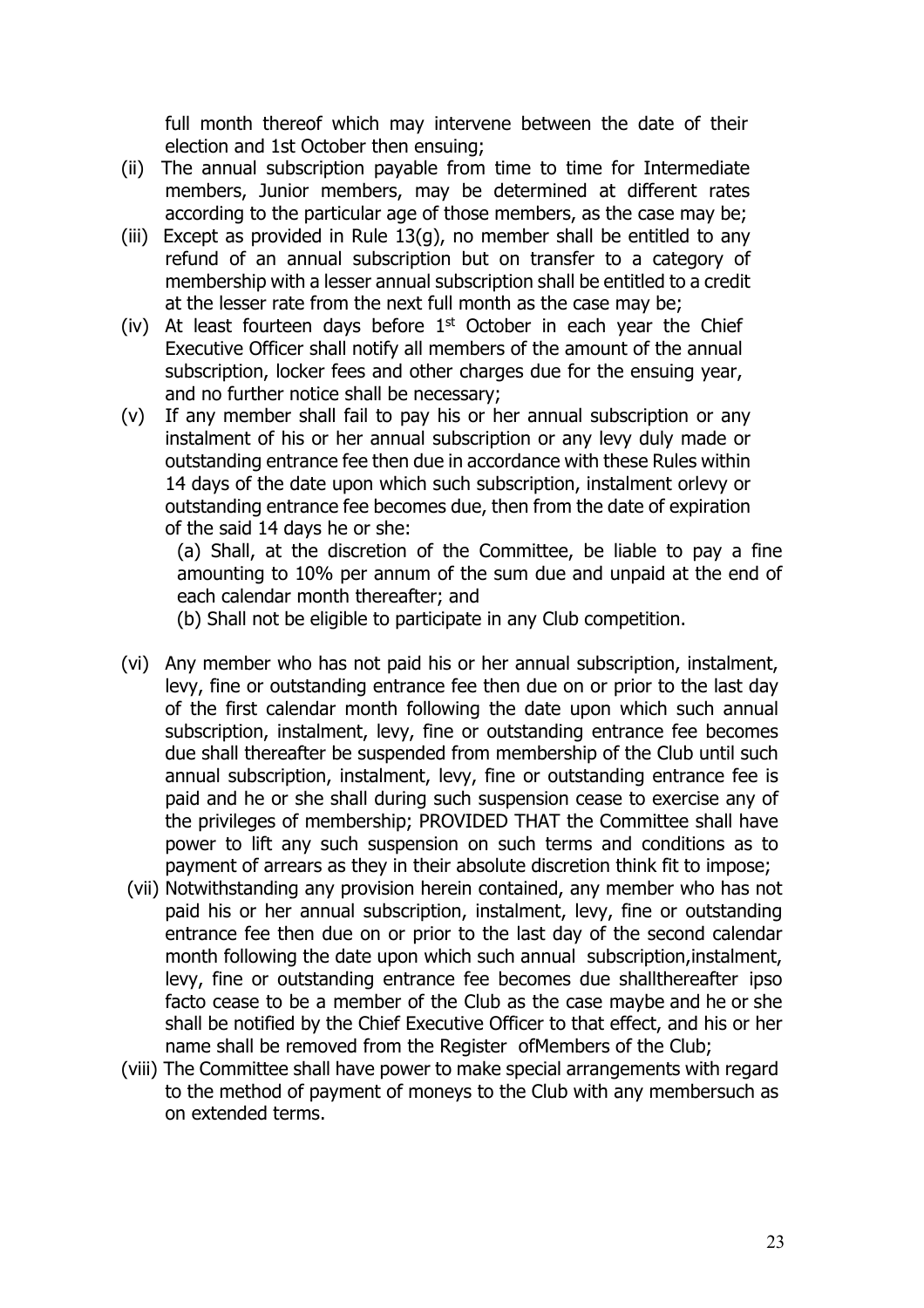full month thereof which may intervene between the date of their election and 1st October then ensuing;

(ii) The annual subscription payable from time to time for Intermediate members, Junior members, may be determined at different rates according to the particular age of those members, as the case may be;

(iii) Except as provided in Rule 13(g), no member shall be entitled to any refund of an annual subscription but on transfer to a category of membership with a lesser annual subscription shall be entitled to a credit at the lesser rate from the next full month as the case may be;

(iv) At least fourteen days before 1st October in each year the Chief Executive Officer shall notify all members of the amount of the annual subscription, locker fees and other charges due for the ensuing year, and no further notice shall be necessary;

(v) If any member shall fail to pay his or her annual subscription or any instalment of his or her annual subscription or any levy duly made or outstanding entrance fee then due in accordance with these Rules within 14 days of the date upon which such subscription, instalment orlevy or outstanding entrance fee becomes due, then from the date of expiration of the said 14 days he or she:

(a) Shall, at the discretion of the Committee, be liable to pay a fine amounting to 10% per annum of the sum due and unpaid at the end of each calendar month thereafter; and

(b) Shall not be eligible to participate in any Club competition.

(vi) Any member who has not paid his or her annual subscription, instalment, levy, fine or outstanding entrance fee then due on or prior to the last day of the first calendar month following the date upon which such annual subscription, instalment, levy, fine or outstanding entrance fee becomes due shall thereafter be suspended from membership of the Club until such annual subscription, instalment, levy, fine or outstanding entrance fee is paid and he or she shall during such suspension cease to exercise any of the privileges of membership; PROVIDED THAT the Committee shall have power to lift any such suspension on such terms and conditions as to payment of arrears as they in their absolute discretion think fit to impose;

(vii) Notwithstanding any provision herein contained, any member who has not paid his or her annual subscription, instalment, levy, fine or outstanding entrance fee then due on or prior to the last day of the second calendar month following the date upon which such annual subscription,instalment, levy, fine or outstanding entrance fee becomes due shallthereafter ipso facto cease to be a member of the Club as the case maybe and he or she shall be notified by the Chief Executive Officer to that effect, and his or her name shall be removed from the Register ofMembers of the Club;

(viii) The Committee shall have power to make special arrangements with regard to the method of payment of moneys to the Club with any membersuch as on extended terms.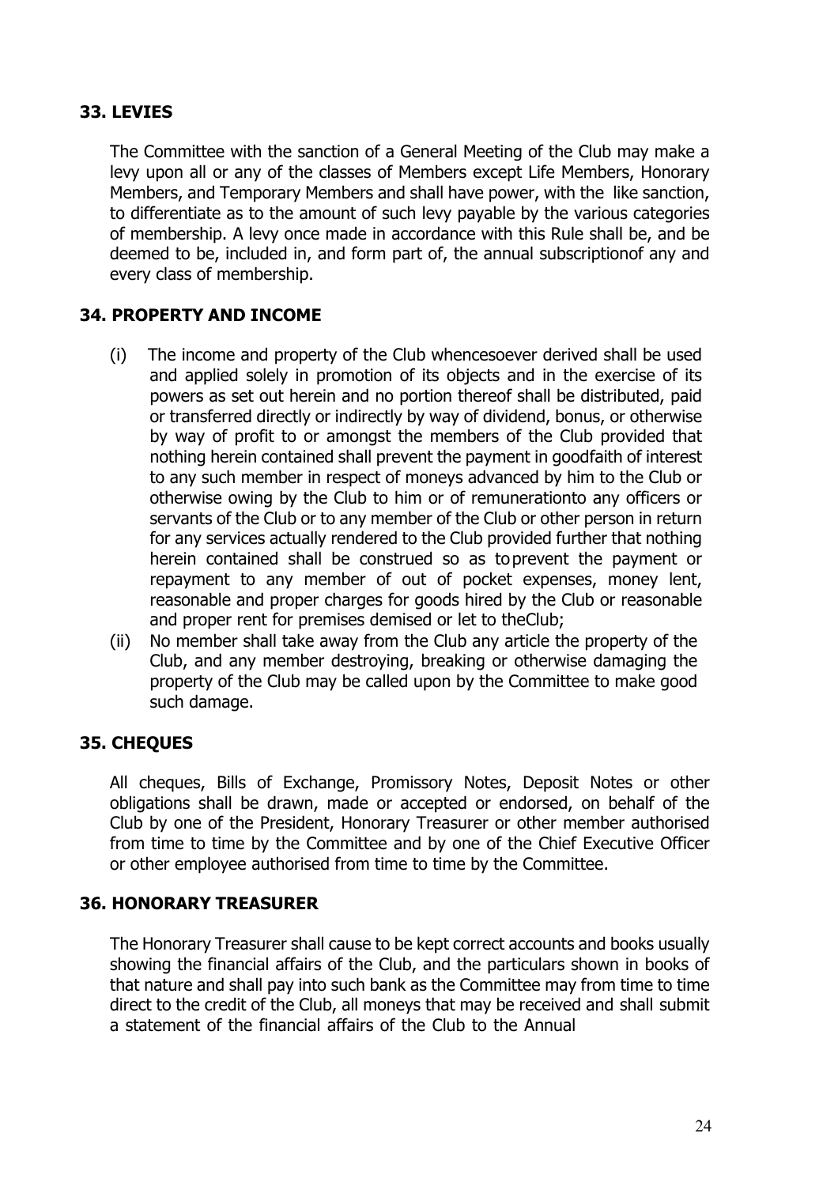## 33. LEVIES

The Committee with the sanction of a General Meeting of the Club may make a levy upon all or any of the classes of Members except Life Members, Honorary Members, and Temporary Members and shall have power, with the like sanction, to differentiate as to the amount of such levy payable by the various categories of membership. A levy once made in accordance with this Rule shall be, and be deemed to be, included in, and form part of, the annual subscriptionof any and every class of membership.

## 34. PROPERTY AND INCOME

(i) The income and property of the Club whencesoever derived shall be used and applied solely in promotion of its objects and in the exercise of its powers as set out herein and no portion thereof shall be distributed, paid or transferred directly or indirectly by way of dividend, bonus, or otherwise by way of profit to or amongst the members of the Club provided that nothing herein contained shall prevent the payment in goodfaith of interest to any such member in respect of moneys advanced by him to the Club or otherwise owing by the Club to him or of remunerationto any officers or servants of the Club or to any member of the Club or other person in return for any services actually rendered to the Club provided further that nothing herein contained shall be construed so as toprevent the payment or repayment to any member of out of pocket expenses, money lent, reasonable and proper charges for goods hired by the Club or reasonable and proper rent for premises demised or let to theClub;

(ii) No member shall take away from the Club any article the property of the Club, and any member destroying, breaking or otherwise damaging the property of the Club may be called upon by the Committee to make good such damage.

## 35. CHEQUES

All cheques, Bills of Exchange, Promissory Notes, Deposit Notes or other obligations shall be drawn, made or accepted or endorsed, on behalf of the Club by one of the President, Honorary Treasurer or other member authorised from time to time by the Committee and by one of the Chief Executive Officer or other employee authorised from time to time by the Committee.

## 36. HONORARY TREASURER

The Honorary Treasurer shall cause to be kept correct accounts and books usually showing the financial affairs of the Club, and the particulars shown in books of that nature and shall pay into such bank as the Committee may from time to time direct to the credit of the Club, all moneys that may be received and shall submit a statement of the financial affairs of the Club to the Annual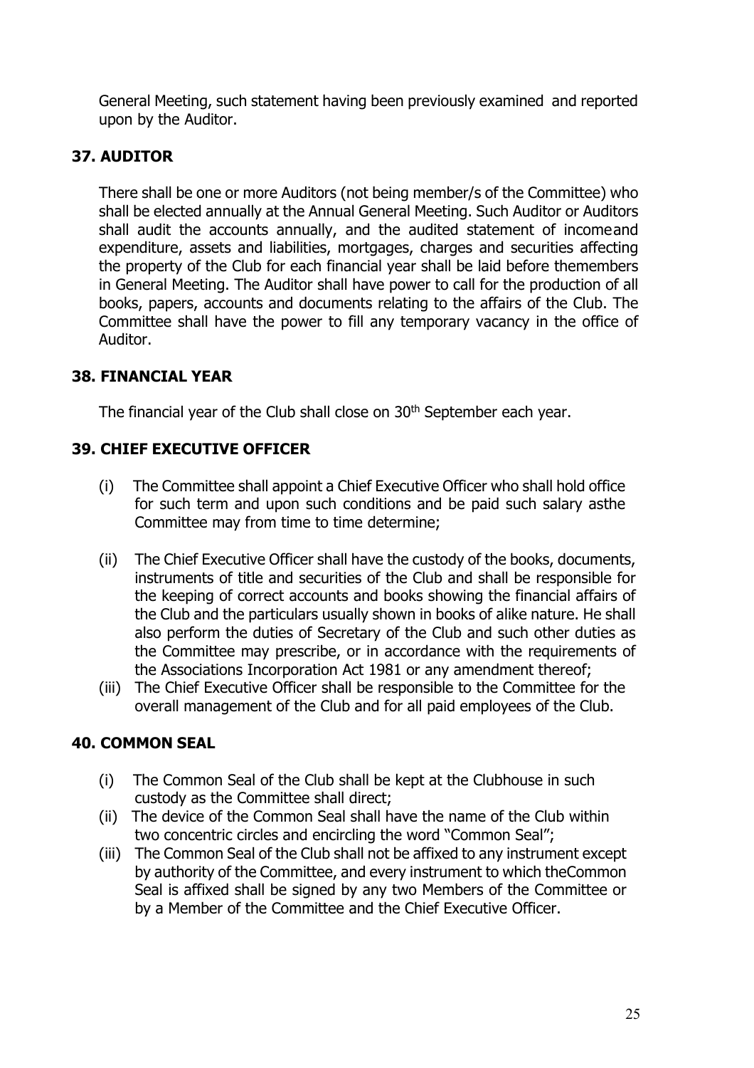General Meeting, such statement having been previously examined and reported upon by the Auditor.

## 37. AUDITOR

There shall be one or more Auditors (not being member/s of the Committee) who shall be elected annually at the Annual General Meeting. Such Auditor or Auditors shall audit the accounts annually, and the audited statement of incomeand expenditure, assets and liabilities, mortgages, charges and securities affecting the property of the Club for each financial year shall be laid before themembers in General Meeting. The Auditor shall have power to call for the production of all books, papers, accounts and documents relating to the affairs of the Club. The Committee shall have the power to fill any temporary vacancy in the office of Auditor.

## 38. FINANCIAL YEAR

The financial year of the Club shall close on 30th September each year.

## 39. CHIEF EXECUTIVE OFFICER

(i) The Committee shall appoint a Chief Executive Officer who shall hold office for such term and upon such conditions and be paid such salary asthe Committee may from time to time determine;

(ii) The Chief Executive Officer shall have the custody of the books, documents, instruments of title and securities of the Club and shall be responsible for the keeping of correct accounts and books showing the financial affairs of the Club and the particulars usually shown in books of alike nature. He shall also perform the duties of Secretary of the Club and such other duties as the Committee may prescribe, or in accordance with the requirements of the Associations Incorporation Act 1981 or any amendment thereof;

(iii) The Chief Executive Officer shall be responsible to the Committee for the overall management of the Club and for all paid employees of the Club.

## 40. COMMON SEAL

(i) The Common Seal of the Club shall be kept at the Clubhouse in such custody as the Committee shall direct;

(ii) The device of the Common Seal shall have the name of the Club within two concentric circles and encircling the word "Common Seal";

(iii) The Common Seal of the Club shall not be affixed to any instrument except by authority of the Committee, and every instrument to which theCommon Seal is affixed shall be signed by any two Members of the Committee or by a Member of the Committee and the Chief Executive Officer.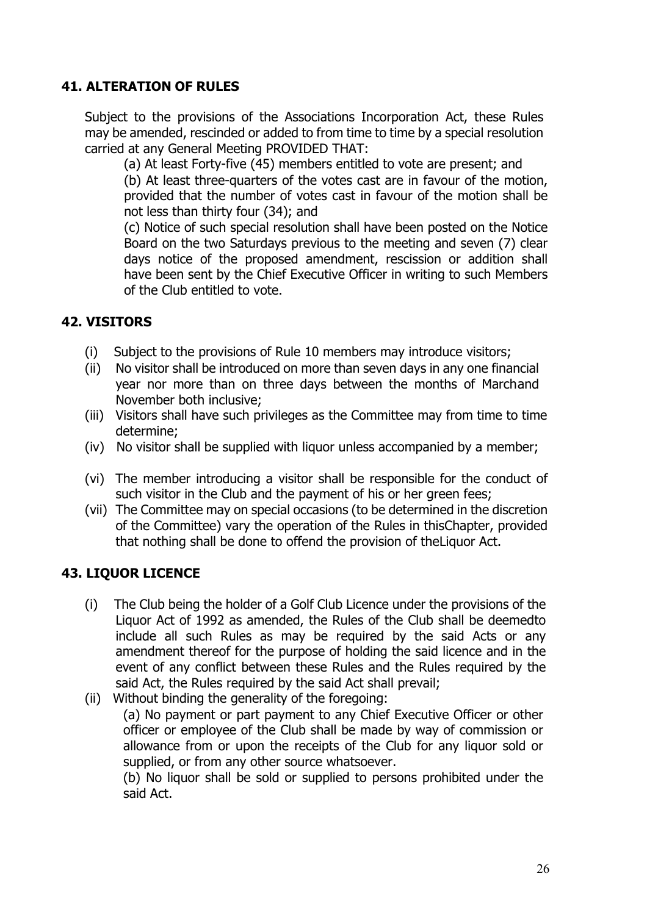## 41. ALTERATION OF RULES

Subject to the provisions of the Associations Incorporation Act, these Rules may be amended, rescinded or added to from time to time by a special resolution carried at any General Meeting PROVIDED THAT:

(a) At least Forty-five (45) members entitled to vote are present; and

(b) At least three-quarters of the votes cast are in favour of the motion, provided that the number of votes cast in favour of the motion shall be not less than thirty four (34); and

(c) Notice of such special resolution shall have been posted on the Notice Board on the two Saturdays previous to the meeting and seven (7) clear days notice of the proposed amendment, rescission or addition shall have been sent by the Chief Executive Officer in writing to such Members of the Club entitled to vote.

## 42. VISITORS

(i) Subject to the provisions of Rule 10 members may introduce visitors;

(ii) No visitor shall be introduced on more than seven days in any one financial year nor more than on three days between the months of Marchand November both inclusive;

(iii) Visitors shall have such privileges as the Committee may from time to time determine;

(iv) No visitor shall be supplied with liquor unless accompanied by a member;

(vi) The member introducing a visitor shall be responsible for the conduct of such visitor in the Club and the payment of his or her green fees;

(vii) The Committee may on special occasions (to be determined in the discretion of the Committee) vary the operation of the Rules in thisChapter, provided that nothing shall be done to offend the provision of theLiquor Act.

## 43. LIQUOR LICENCE

(i) The Club being the holder of a Golf Club Licence under the provisions of the Liquor Act of 1992 as amended, the Rules of the Club shall be deemedto include all such Rules as may be required by the said Acts or any amendment thereof for the purpose of holding the said licence and in the event of any conflict between these Rules and the Rules required by the said Act, the Rules required by the said Act shall prevail;

(ii) Without binding the generality of the foregoing:

(a) No payment or part payment to any Chief Executive Officer or other officer or employee of the Club shall be made by way of commission or allowance from or upon the receipts of the Club for any liquor sold or supplied, or from any other source whatsoever.

(b) No liquor shall be sold or supplied to persons prohibited under the said Act.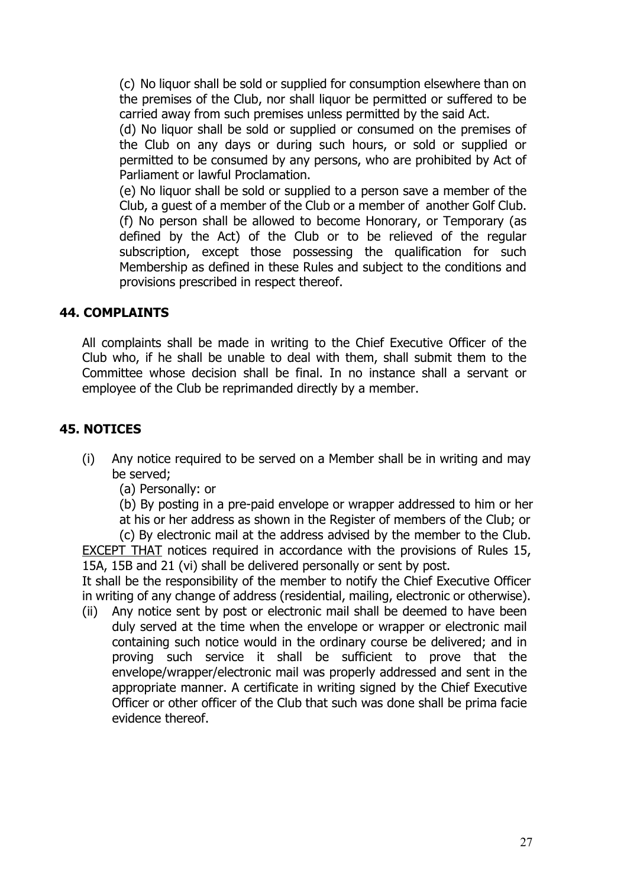(c) No liquor shall be sold or supplied for consumption elsewhere than on the premises of the Club, nor shall liquor be permitted or suffered to be carried away from such premises unless permitted by the said Act.

(d) No liquor shall be sold or supplied or consumed on the premises of the Club on any days or during such hours, or sold or supplied or permitted to be consumed by any persons, who are prohibited by Act of Parliament or lawful Proclamation.

(e) No liquor shall be sold or supplied to a person save a member of the Club, a guest of a member of the Club or a member of another Golf Club.

(f) No person shall be allowed to become Honorary, or Temporary (as defined by the Act) of the Club or to be relieved of the regular subscription, except those possessing the qualification for such Membership as defined in these Rules and subject to the conditions and provisions prescribed in respect thereof.

## 44. COMPLAINTS

All complaints shall be made in writing to the Chief Executive Officer of the Club who, if he shall be unable to deal with them, shall submit them to the Committee whose decision shall be final. In no instance shall a servant or employee of the Club be reprimanded directly by a member.

## 45. NOTICES

(i) Any notice required to be served on a Member shall be in writing and may be served;

(a) Personally: or

(b) By posting in a pre-paid envelope or wrapper addressed to him or her at his or her address as shown in the Register of members of the Club; or

(c) By electronic mail at the address advised by the member to the Club.

<u>EXCEPT THAT</u> notices required in accordance with the provisions of Rules 15, 15A, 15B and 21 (vi) shall be delivered personally or sent by post.

It shall be the responsibility of the member to notify the Chief Executive Officer in writing of any change of address (residential, mailing, electronic or otherwise).

(ii) Any notice sent by post or electronic mail shall be deemed to have been duly served at the time when the envelope or wrapper or electronic mail containing such notice would in the ordinary course be delivered; and in proving such service it shall be sufficient to prove that the envelope/wrapper/electronic mail was properly addressed and sent in the appropriate manner. A certificate in writing signed by the Chief Executive Officer or other officer of the Club that such was done shall be prima facie evidence thereof.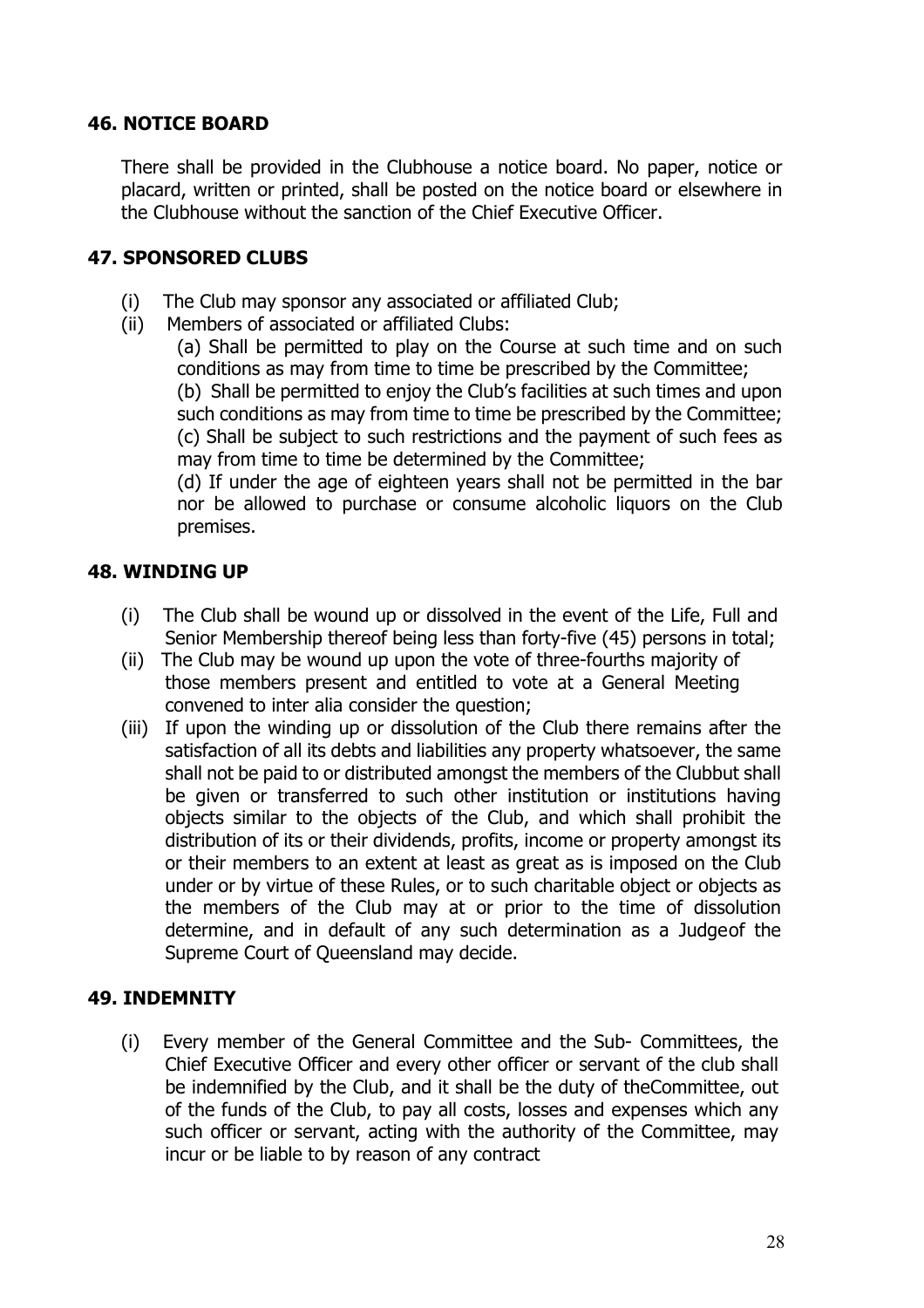## 46. NOTICE BOARD

There shall be provided in the Clubhouse a notice board. No paper, notice or placard, written or printed, shall be posted on the notice board or elsewhere in the Clubhouse without the sanction of the Chief Executive Officer.

## 47. SPONSORED CLUBS

(i) The Club may sponsor any associated or affiliated Club;

(ii) Members of associated or affiliated Clubs:

(a) Shall be permitted to play on the Course at such time and on such conditions as may from time to time be prescribed by the Committee;
(b) Shall be permitted to enjoy the Club's facilities at such times and upon such conditions as may from time to time be prescribed by the Committee;
(c) Shall be subject to such restrictions and the payment of such fees as may from time to time be determined by the Committee;
(d) If under the age of eighteen years shall not be permitted in the bar nor be allowed to purchase or consume alcoholic liquors on the Club premises.

## 48. WINDING UP

(i) The Club shall be wound up or dissolved in the event of the Life, Full and Senior Membership thereof being less than forty-five (45) persons in total;

(ii) The Club may be wound up upon the vote of three-fourths majority of those members present and entitled to vote at a General Meeting convened to inter alia consider the question;

(iii) If upon the winding up or dissolution of the Club there remains after the satisfaction of all its debts and liabilities any property whatsoever, the same shall not be paid to or distributed amongst the members of the Clubbut shall be given or transferred to such other institution or institutions having objects similar to the objects of the Club, and which shall prohibit the distribution of its or their dividends, profits, income or property amongst its or their members to an extent at least as great as is imposed on the Club under or by virtue of these Rules, or to such charitable object or objects as the members of the Club may at or prior to the time of dissolution determine, and in default of any such determination as a Judgeof the Supreme Court of Queensland may decide.

## 49. INDEMNITY

(i) Every member of the General Committee and the Sub- Committees, the Chief Executive Officer and every other officer or servant of the club shall be indemnified by the Club, and it shall be the duty of theCommittee, out of the funds of the Club, to pay all costs, losses and expenses which any such officer or servant, acting with the authority of the Committee, may incur or be liable to by reason of any contract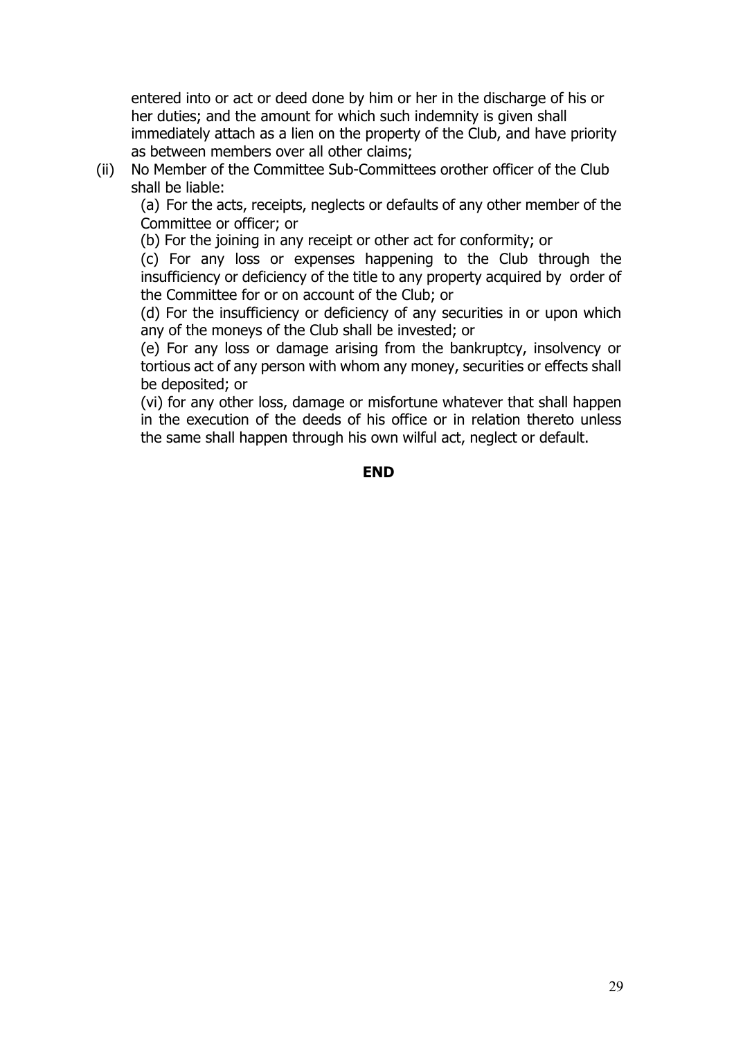entered into or act or deed done by him or her in the discharge of his or her duties; and the amount for which such indemnity is given shall immediately attach as a lien on the property of the Club, and have priority as between members over all other claims;

(ii) No Member of the Committee Sub-Committees orother officer of the Club shall be liable:

(a) For the acts, receipts, neglects or defaults of any other member of the Committee or officer; or

(b) For the joining in any receipt or other act for conformity; or

(c) For any loss or expenses happening to the Club through the insufficiency or deficiency of the title to any property acquired by order of the Committee for or on account of the Club; or

(d) For the insufficiency or deficiency of any securities in or upon which any of the moneys of the Club shall be invested; or

(e) For any loss or damage arising from the bankruptcy, insolvency or tortious act of any person with whom any money, securities or effects shall be deposited; or

(vi) for any other loss, damage or misfortune whatever that shall happen in the execution of the deeds of his office or in relation thereto unless the same shall happen through his own wilful act, neglect or default.

**END**